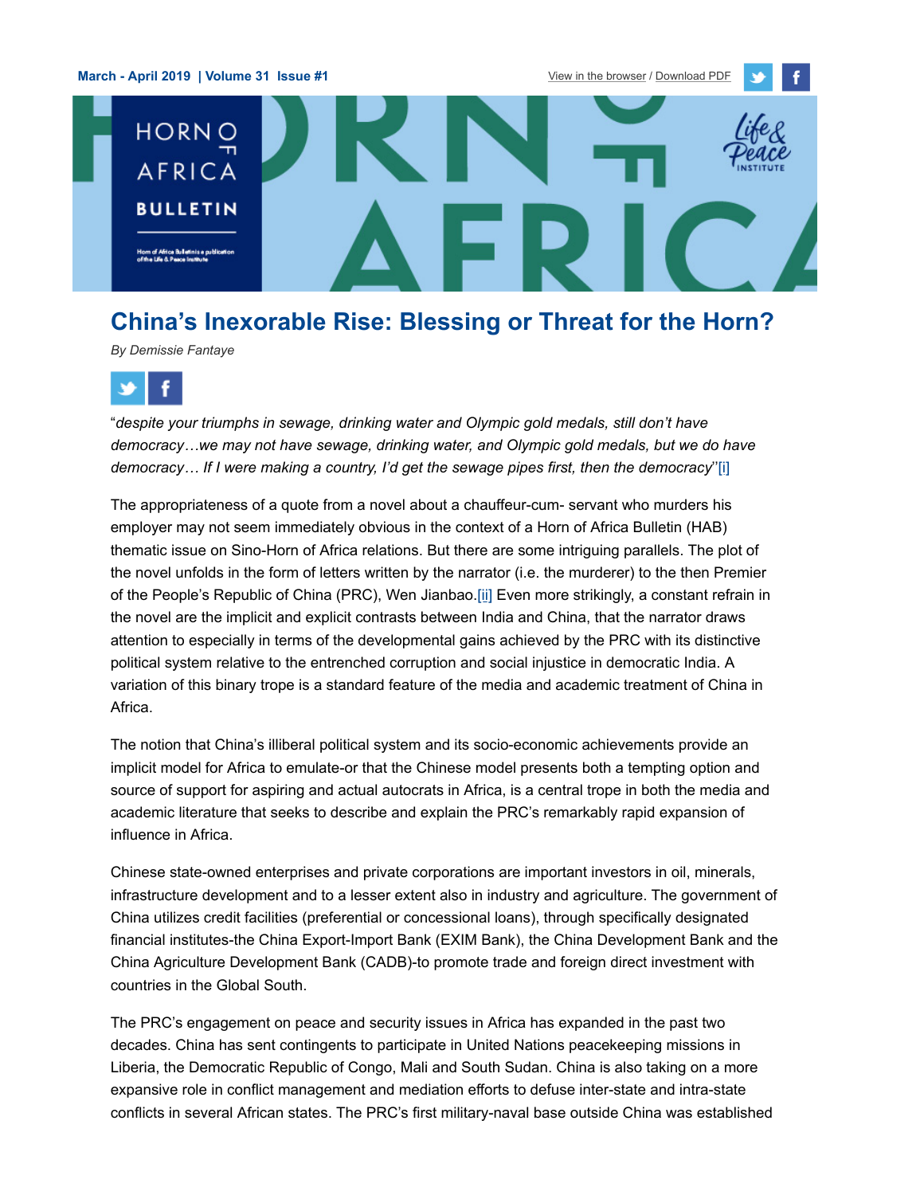March - April 2019 | Volume 31 Issue #1

# China's Inexorable Rise: Blessing or Threat for the Horn?

*By Demissie Fantaye*

"*despite your triumphs in sewage, drinking water and Olympic gold medals, still don't have democracy…we may not have sewage, drinking water, and Olympic gold medals, but we do have democracy… If I were making a country, I'd get the sewage pipes first, then the democracy*"[i]

The appropriateness of a quote from a novel about a chauffeur-cum- servant who murders his employer may not seem immediately obvious in the context of a Horn of Africa Bulletin (HAB) thematic issue on Sino-Horn of Africa relations. But there are some intriguing parallels. The plot of the novel unfolds in the form of letters written by the narrator (i.e. the murderer) to the then Premier of the People's Republic of China (PRC), Wen Jianbao.[ii] Even more strikingly, a constant refrain in the novel are the implicit and explicit contrasts between India and China, that the narrator draws attention to especially in terms of the developmental gains achieved by the PRC with its distinctive political system relative to the entrenched corruption and social injustice in democratic India. A variation of this binary trope is a standard feature of the media and academic treatment of China in Africa.

The notion that China's illiberal political system and its socio-economic achievements provide an implicit model for Africa to emulate-or that the Chinese model presents both a tempting option and source of support for aspiring and actual autocrats in Africa, is a central trope in both the media and academic literature that seeks to describe and explain the PRC's remarkably rapid expansion of influence in Africa.

Chinese state-owned enterprises and private corporations are important investors in oil, minerals, infrastructure development and to a lesser extent also in industry and agriculture. The government of China utilizes credit facilities (preferential or concessional loans), through specifically designated financial institutes-the China Export-Import Bank (EXIM Bank), the China Development Bank and the China Agriculture Development Bank (CADB)-to promote trade and foreign direct investment with countries in the Global South.

The PRC's engagement on peace and security issues in Africa has expanded in the past two decades. China has sent contingents to participate in United Nations peacekeeping missions in Liberia, the Democratic Republic of Congo, Mali and South Sudan. China is also taking on a more expansive role in conflict management and mediation efforts to defuse inter-state and intra-state conflicts in several African states. The PRC's first military-naval base outside China was established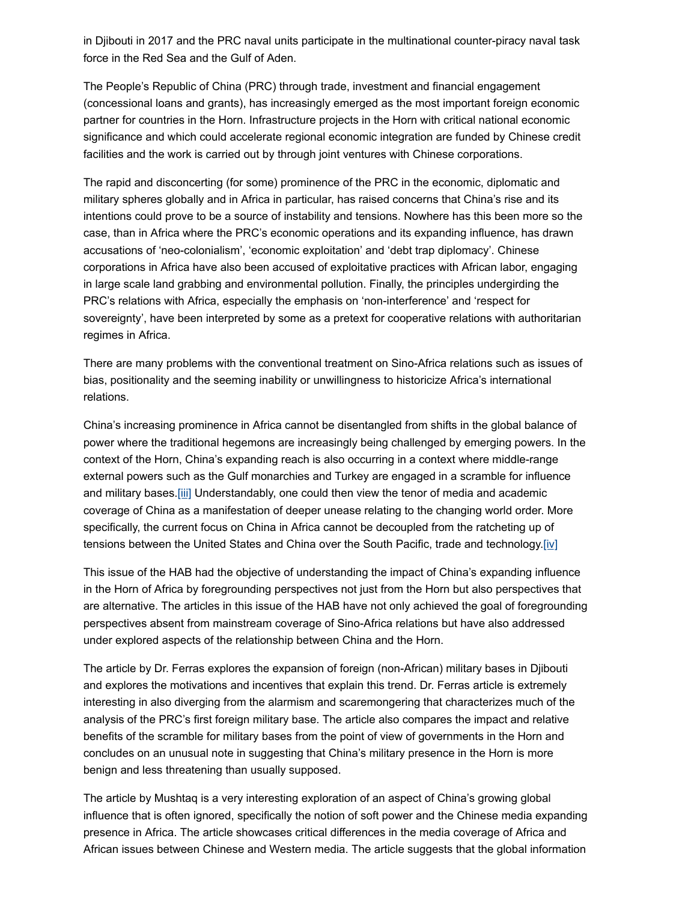in Djibouti in 2017 and the PRC naval units participate in the multinational counter-piracy naval task force in the Red Sea and the Gulf of Aden.

The People's Republic of China (PRC) through trade, investment and financial engagement (concessional loans and grants), has increasingly emerged as the most important foreign economic partner for countries in the Horn. Infrastructure projects in the Horn with critical national economic significance and which could accelerate regional economic integration are funded by Chinese credit facilities and the work is carried out by through joint ventures with Chinese corporations.

The rapid and disconcerting (for some) prominence of the PRC in the economic, diplomatic and military spheres globally and in Africa in particular, has raised concerns that China's rise and its intentions could prove to be a source of instability and tensions. Nowhere has this been more so the case, than in Africa where the PRC's economic operations and its expanding influence, has drawn accusations of 'neo-colonialism', 'economic exploitation' and 'debt trap diplomacy'. Chinese corporations in Africa have also been accused of exploitative practices with African labor, engaging in large scale land grabbing and environmental pollution. Finally, the principles undergirding the PRC's relations with Africa, especially the emphasis on 'non-interference' and 'respect for sovereignty', have been interpreted by some as a pretext for cooperative relations with authoritarian regimes in Africa.

There are many problems with the conventional treatment on Sino-Africa relations such as issues of bias, positionality and the seeming inability or unwillingness to historicize Africa's international relations.

China's increasing prominence in Africa cannot be disentangled from shifts in the global balance of power where the traditional hegemons are increasingly being challenged by emerging powers. In the context of the Horn, China's expanding reach is also occurring in a context where middle-range external powers such as the Gulf monarchies and Turkey are engaged in a scramble for influence and military bases.[iii] Understandably, one could then view the tenor of media and academic coverage of China as a manifestation of deeper unease relating to the changing world order. More specifically, the current focus on China in Africa cannot be decoupled from the ratcheting up of tensions between the United States and China over the South Pacific, trade and technology.[iv]

This issue of the HAB had the objective of understanding the impact of China's expanding influence in the Horn of Africa by foregrounding perspectives not just from the Horn but also perspectives that are alternative. The articles in this issue of the HAB have not only achieved the goal of foregrounding perspectives absent from mainstream coverage of Sino-Africa relations but have also addressed under explored aspects of the relationship between China and the Horn.

The article by Dr. Ferras explores the expansion of foreign (non-African) military bases in Djibouti and explores the motivations and incentives that explain this trend. Dr. Ferras article is extremely interesting in also diverging from the alarmism and scaremongering that characterizes much of the analysis of the PRC's first foreign military base. The article also compares the impact and relative benefits of the scramble for military bases from the point of view of governments in the Horn and concludes on an unusual note in suggesting that China's military presence in the Horn is more benign and less threatening than usually supposed.

The article by Mushtaq is a very interesting exploration of an aspect of China's growing global influence that is often ignored, specifically the notion of soft power and the Chinese media expanding presence in Africa. The article showcases critical differences in the media coverage of Africa and African issues between Chinese and Western media. The article suggests that the global information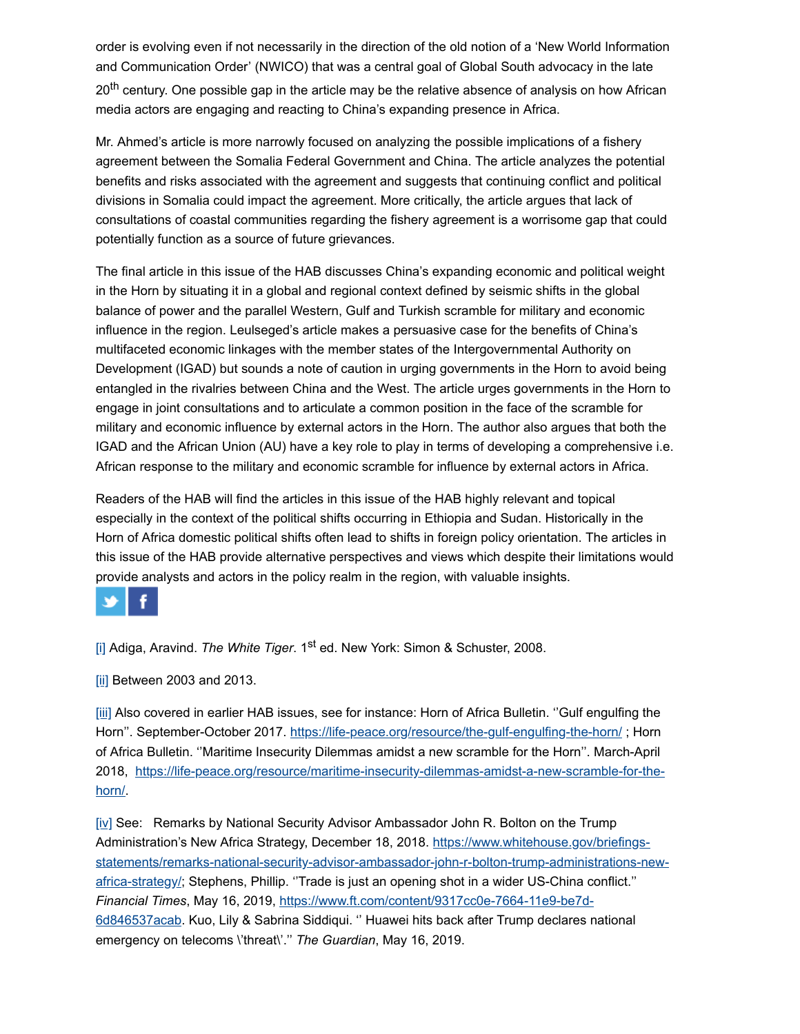order is evolving even if not necessarily in the direction of the old notion of a 'New World Information and Communication Order' (NWICO) that was a central goal of Global South advocacy in the late 20th century. One possible gap in the article may be the relative absence of analysis on how African media actors are engaging and reacting to China's expanding presence in Africa.

Mr. Ahmed's article is more narrowly focused on analyzing the possible implications of a fishery agreement between the Somalia Federal Government and China. The article analyzes the potential benefits and risks associated with the agreement and suggests that continuing conflict and political divisions in Somalia could impact the agreement. More critically, the article argues that lack of consultations of coastal communities regarding the fishery agreement is a worrisome gap that could potentially function as a source of future grievances.

The final article in this issue of the HAB discusses China's expanding economic and political weight in the Horn by situating it in a global and regional context defined by seismic shifts in the global balance of power and the parallel Western, Gulf and Turkish scramble for military and economic influence in the region. Leulseged's article makes a persuasive case for the benefits of China's multifaceted economic linkages with the member states of the Intergovernmental Authority on Development (IGAD) but sounds a note of caution in urging governments in the Horn to avoid being entangled in the rivalries between China and the West. The article urges governments in the Horn to engage in joint consultations and to articulate a common position in the face of the scramble for military and economic influence by external actors in the Horn. The author also argues that both the IGAD and the African Union (AU) have a key role to play in terms of developing a comprehensive i.e. African response to the military and economic scramble for influence by external actors in Africa.

Readers of the HAB will find the articles in this issue of the HAB highly relevant and topical especially in the context of the political shifts occurring in Ethiopia and Sudan. Historically in the Horn of Africa domestic political shifts often lead to shifts in foreign policy orientation. The articles in this issue of the HAB provide alternative perspectives and views which despite their limitations would provide analysts and actors in the policy realm in the region, with valuable insights.

[i] Adiga, Aravind. *The White Tiger*. 1st ed. New York: Simon & Schuster, 2008.

[ii] Between 2003 and 2013.

[iii] Also covered in earlier HAB issues, see for instance: Horn of Africa Bulletin. ''Gulf engulfing the Horn''. September-October 2017. https://life-peace.org/resource/the-gulf-engulfing-the-horn/ ; Horn of Africa Bulletin. ''Maritime Insecurity Dilemmas amidst a new scramble for the Horn''. March-April 2018, https://life-peace.org/resource/maritime-insecurity-dilemmas-amidst-a-new-scramble-for-the-horn/.

[iv] See: Remarks by National Security Advisor Ambassador John R. Bolton on the Trump Administration's New Africa Strategy, December 18, 2018. https://www.whitehouse.gov/briefings-statements/remarks-national-security-advisor-ambassador-john-r-bolton-trump-administrations-new-africa-strategy/; Stephens, Phillip. ''Trade is just an opening shot in a wider US-China conflict.'' *Financial Times*, May 16, 2019, https://www.ft.com/content/9317cc0e-7664-11e9-be7d-6d846537acab. Kuo, Lily & Sabrina Siddiqui. '' Huawei hits back after Trump declares national emergency on telecoms \'threat\'.'' *The Guardian*, May 16, 2019.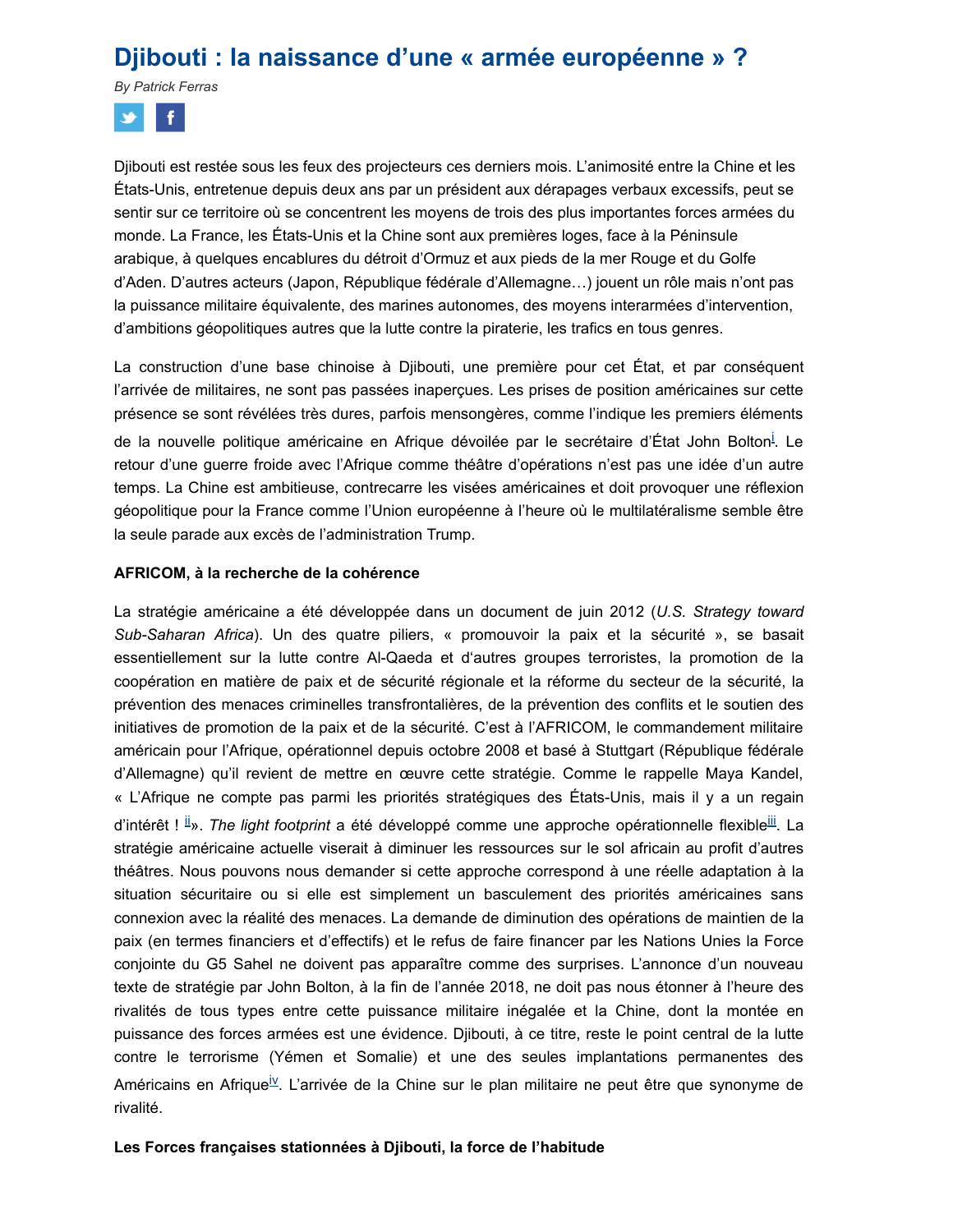# Djibouti : la naissance d'une « armée européenne » ?

*By Patrick Ferras*

Djibouti est restée sous les feux des projecteurs ces derniers mois. L'animosité entre la Chine et les États-Unis, entretenue depuis deux ans par un président aux dérapages verbaux excessifs, peut se sentir sur ce territoire où se concentrent les moyens de trois des plus importantes forces armées du monde. La France, les États-Unis et la Chine sont aux premières loges, face à la Péninsule arabique, à quelques encablures du détroit d'Ormuz et aux pieds de la mer Rouge et du Golfe d'Aden. D'autres acteurs (Japon, République fédérale d'Allemagne…) jouent un rôle mais n'ont pas la puissance militaire équivalente, des marines autonomes, des moyens interarmées d'intervention, d'ambitions géopolitiques autres que la lutte contre la piraterie, les trafics en tous genres.

La construction d'une base chinoise à Djibouti, une première pour cet État, et par conséquent l'arrivée de militaires, ne sont pas passées inaperçues. Les prises de position américaines sur cette présence se sont révélées très dures, parfois mensongères, comme l'indique les premiers éléments de la nouvelle politique américaine en Afrique dévoilée par le secrétaire d'État John Bolton[i]. Le retour d'une guerre froide avec l'Afrique comme théâtre d'opérations n'est pas une idée d'un autre temps. La Chine est ambitieuse, contrecarre les visées américaines et doit provoquer une réflexion géopolitique pour la France comme l'Union européenne à l'heure où le multilatéralisme semble être la seule parade aux excès de l'administration Trump.

**AFRICOM, à la recherche de la cohérence**

La stratégie américaine a été développée dans un document de juin 2012 (*U.S. Strategy toward Sub-Saharan Africa*). Un des quatre piliers, « promouvoir la paix et la sécurité », se basait essentiellement sur la lutte contre Al-Qaeda et d'autres groupes terroristes, la promotion de la coopération en matière de paix et de sécurité régionale et la réforme du secteur de la sécurité, la prévention des menaces criminelles transfrontalières, de la prévention des conflits et le soutien des initiatives de promotion de la paix et de la sécurité. C'est à l'AFRICOM, le commandement militaire américain pour l'Afrique, opérationnel depuis octobre 2008 et basé à Stuttgart (République fédérale d'Allemagne) qu'il revient de mettre en œuvre cette stratégie. Comme le rappelle Maya Kandel, « L'Afrique ne compte pas parmi les priorités stratégiques des États-Unis, mais il y a un regain d'intérêt ! [ii]». *The light footprint* a été développé comme une approche opérationnelle flexible[iii]. La stratégie américaine actuelle viserait à diminuer les ressources sur le sol africain au profit d'autres théâtres. Nous pouvons nous demander si cette approche correspond à une réelle adaptation à la situation sécuritaire ou si elle est simplement un basculement des priorités américaines sans connexion avec la réalité des menaces. La demande de diminution des opérations de maintien de la paix (en termes financiers et d'effectifs) et le refus de faire financer par les Nations Unies la Force conjointe du G5 Sahel ne doivent pas apparaître comme des surprises. L'annonce d'un nouveau texte de stratégie par John Bolton, à la fin de l'année 2018, ne doit pas nous étonner à l'heure des rivalités de tous types entre cette puissance militaire inégalée et la Chine, dont la montée en puissance des forces armées est une évidence. Djibouti, à ce titre, reste le point central de la lutte contre le terrorisme (Yémen et Somalie) et une des seules implantations permanentes des Américains en Afrique[iv]. L'arrivée de la Chine sur le plan militaire ne peut être que synonyme de rivalité.

**Les Forces françaises stationnées à Djibouti, la force de l'habitude**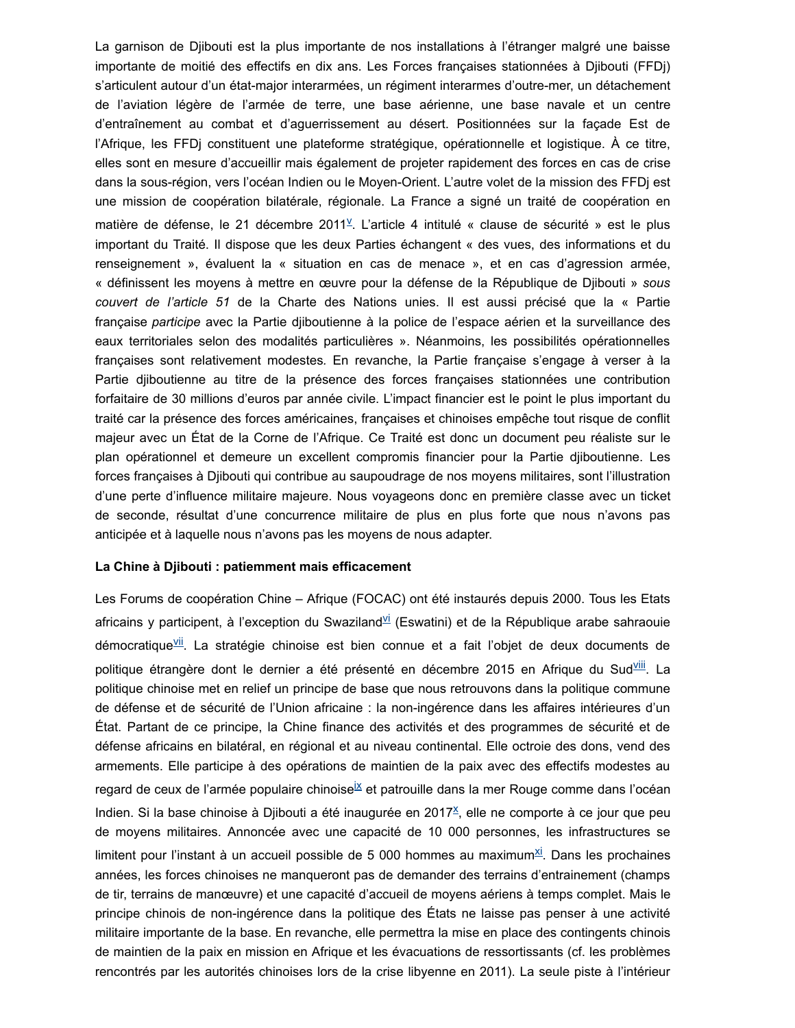La garnison de Djibouti est la plus importante de nos installations à l'étranger malgré une baisse importante de moitié des effectifs en dix ans. Les Forces françaises stationnées à Djibouti (FFDj) s'articulent autour d'un état-major interarmées, un régiment interarmes d'outre-mer, un détachement de l'aviation légère de l'armée de terre, une base aérienne, une base navale et un centre d'entraînement au combat et d'aguerrissement au désert. Positionnées sur la façade Est de l'Afrique, les FFDj constituent une plateforme stratégique, opérationnelle et logistique. À ce titre, elles sont en mesure d'accueillir mais également de projeter rapidement des forces en cas de crise dans la sous-région, vers l'océan Indien ou le Moyen-Orient. L'autre volet de la mission des FFDj est une mission de coopération bilatérale, régionale. La France a signé un traité de coopération en matière de défense, le 21 décembre 2011[v]. L'article 4 intitulé « clause de sécurité » est le plus important du Traité. Il dispose que les deux Parties échangent « des vues, des informations et du renseignement », évaluent la « situation en cas de menace », et en cas d'agression armée, « définissent les moyens à mettre en œuvre pour la défense de la République de Djibouti » *sous couvert de l'article 51* de la Charte des Nations unies. Il est aussi précisé que la « Partie française *participe* avec la Partie djiboutienne à la police de l'espace aérien et la surveillance des eaux territoriales selon des modalités particulières ». Néanmoins, les possibilités opérationnelles françaises sont relativement modestes. En revanche, la Partie française s'engage à verser à la Partie djiboutienne au titre de la présence des forces françaises stationnées une contribution forfaitaire de 30 millions d'euros par année civile. L'impact financier est le point le plus important du traité car la présence des forces américaines, françaises et chinoises empêche tout risque de conflit majeur avec un État de la Corne de l'Afrique. Ce Traité est donc un document peu réaliste sur le plan opérationnel et demeure un excellent compromis financier pour la Partie djiboutienne. Les forces françaises à Djibouti qui contribue au saupoudrage de nos moyens militaires, sont l'illustration d'une perte d'influence militaire majeure. Nous voyageons donc en première classe avec un ticket de seconde, résultat d'une concurrence militaire de plus en plus forte que nous n'avons pas anticipée et à laquelle nous n'avons pas les moyens de nous adapter.

**La Chine à Djibouti : patiemment mais efficacement**

Les Forums de coopération Chine – Afrique (FOCAC) ont été instaurés depuis 2000. Tous les Etats africains y participent, à l'exception du Swaziland[vi] (Eswatini) et de la République arabe sahraouie démocratique[vii]. La stratégie chinoise est bien connue et a fait l'objet de deux documents de politique étrangère dont le dernier a été présenté en décembre 2015 en Afrique du Sud[viii]. La politique chinoise met en relief un principe de base que nous retrouvons dans la politique commune de défense et de sécurité de l'Union africaine : la non-ingérence dans les affaires intérieures d'un État. Partant de ce principe, la Chine finance des activités et des programmes de sécurité et de défense africains en bilatéral, en régional et au niveau continental. Elle octroie des dons, vend des armements. Elle participe à des opérations de maintien de la paix avec des effectifs modestes au regard de ceux de l'armée populaire chinoise[ix] et patrouille dans la mer Rouge comme dans l'océan Indien. Si la base chinoise à Djibouti a été inaugurée en 2017[x], elle ne comporte à ce jour que peu de moyens militaires. Annoncée avec une capacité de 10 000 personnes, les infrastructures se limitent pour l'instant à un accueil possible de 5 000 hommes au maximum[xi]. Dans les prochaines années, les forces chinoises ne manqueront pas de demander des terrains d'entrainement (champs de tir, terrains de manœuvre) et une capacité d'accueil de moyens aériens à temps complet. Mais le principe chinois de non-ingérence dans la politique des États ne laisse pas penser à une activité militaire importante de la base. En revanche, elle permettra la mise en place des contingents chinois de maintien de la paix en mission en Afrique et les évacuations de ressortissants (cf. les problèmes rencontrés par les autorités chinoises lors de la crise libyenne en 2011). La seule piste à l'intérieur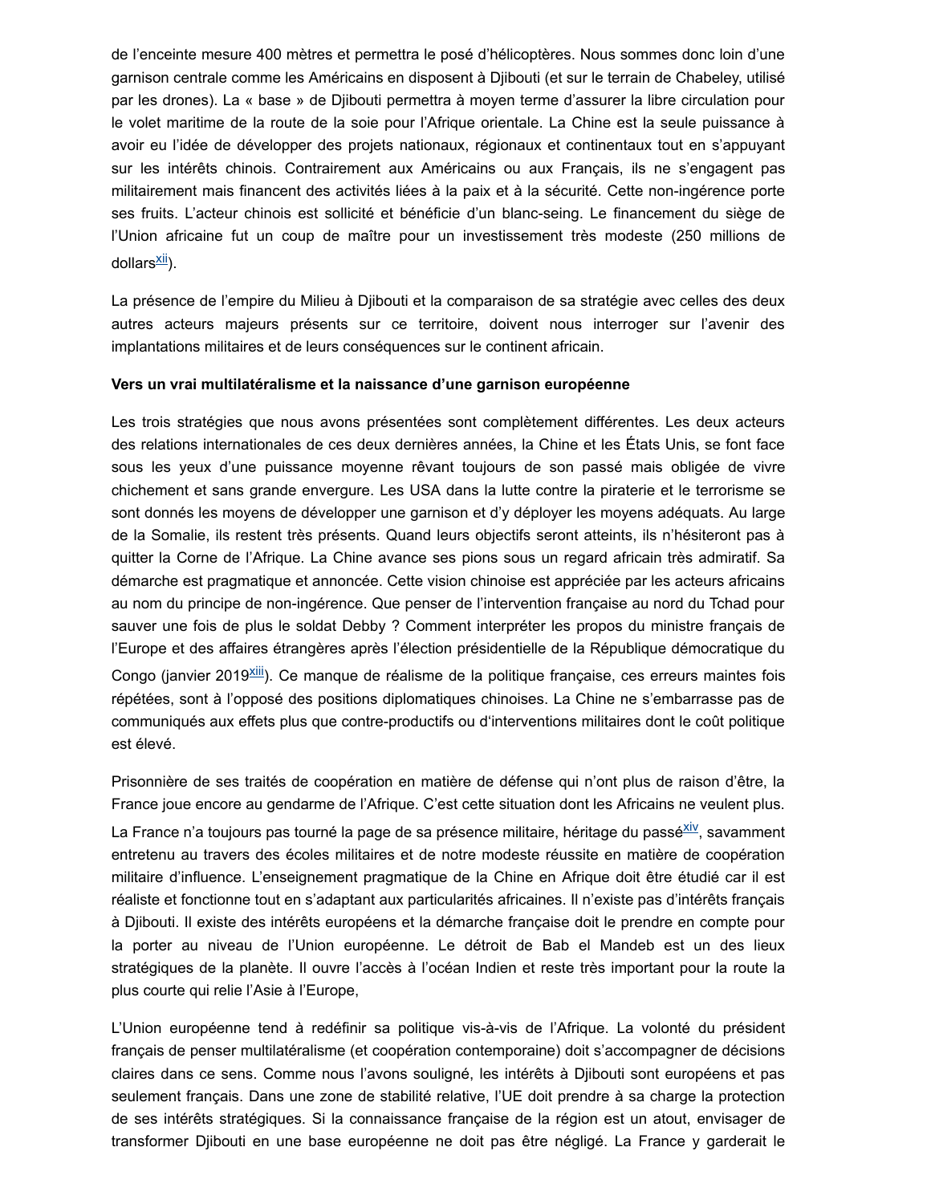de l'enceinte mesure 400 mètres et permettra le posé d'hélicoptères. Nous sommes donc loin d'une garnison centrale comme les Américains en disposent à Djibouti (et sur le terrain de Chabeley, utilisé par les drones). La « base » de Djibouti permettra à moyen terme d'assurer la libre circulation pour le volet maritime de la route de la soie pour l'Afrique orientale. La Chine est la seule puissance à avoir eu l'idée de développer des projets nationaux, régionaux et continentaux tout en s'appuyant sur les intérêts chinois. Contrairement aux Américains ou aux Français, ils ne s'engagent pas militairement mais financent des activités liées à la paix et à la sécurité. Cette non-ingérence porte ses fruits. L'acteur chinois est sollicité et bénéficie d'un blanc-seing. Le financement du siège de l'Union africaine fut un coup de maître pour un investissement très modeste (250 millions de dollars[xii]).

La présence de l'empire du Milieu à Djibouti et la comparaison de sa stratégie avec celles des deux autres acteurs majeurs présents sur ce territoire, doivent nous interroger sur l'avenir des implantations militaires et de leurs conséquences sur le continent africain.

**Vers un vrai multilatéralisme et la naissance d'une garnison européenne**

Les trois stratégies que nous avons présentées sont complètement différentes. Les deux acteurs des relations internationales de ces deux dernières années, la Chine et les États Unis, se font face sous les yeux d'une puissance moyenne rêvant toujours de son passé mais obligée de vivre chichement et sans grande envergure. Les USA dans la lutte contre la piraterie et le terrorisme se sont donnés les moyens de développer une garnison et d'y déployer les moyens adéquats. Au large de la Somalie, ils restent très présents. Quand leurs objectifs seront atteints, ils n'hésiteront pas à quitter la Corne de l'Afrique. La Chine avance ses pions sous un regard africain très admiratif. Sa démarche est pragmatique et annoncée. Cette vision chinoise est appréciée par les acteurs africains au nom du principe de non-ingérence. Que penser de l'intervention française au nord du Tchad pour sauver une fois de plus le soldat Debby ? Comment interpréter les propos du ministre français de l'Europe et des affaires étrangères après l'élection présidentielle de la République démocratique du Congo (janvier 2019[xiii]). Ce manque de réalisme de la politique française, ces erreurs maintes fois répétées, sont à l'opposé des positions diplomatiques chinoises. La Chine ne s'embarrasse pas de communiqués aux effets plus que contre-productifs ou d'interventions militaires dont le coût politique est élevé.

Prisonnière de ses traités de coopération en matière de défense qui n'ont plus de raison d'être, la France joue encore au gendarme de l'Afrique. C'est cette situation dont les Africains ne veulent plus. La France n'a toujours pas tourné la page de sa présence militaire, héritage du passé[xiv], savamment entretenu au travers des écoles militaires et de notre modeste réussite en matière de coopération militaire d'influence. L'enseignement pragmatique de la Chine en Afrique doit être étudié car il est réaliste et fonctionne tout en s'adaptant aux particularités africaines. Il n'existe pas d'intérêts français à Djibouti. Il existe des intérêts européens et la démarche française doit le prendre en compte pour la porter au niveau de l'Union européenne. Le détroit de Bab el Mandeb est un des lieux stratégiques de la planète. Il ouvre l'accès à l'océan Indien et reste très important pour la route la plus courte qui relie l'Asie à l'Europe,

L'Union européenne tend à redéfinir sa politique vis-à-vis de l'Afrique. La volonté du président français de penser multilatéralisme (et coopération contemporaine) doit s'accompagner de décisions claires dans ce sens. Comme nous l'avons souligné, les intérêts à Djibouti sont européens et pas seulement français. Dans une zone de stabilité relative, l'UE doit prendre à sa charge la protection de ses intérêts stratégiques. Si la connaissance française de la région est un atout, envisager de transformer Djibouti en une base européenne ne doit pas être négligé. La France y garderait le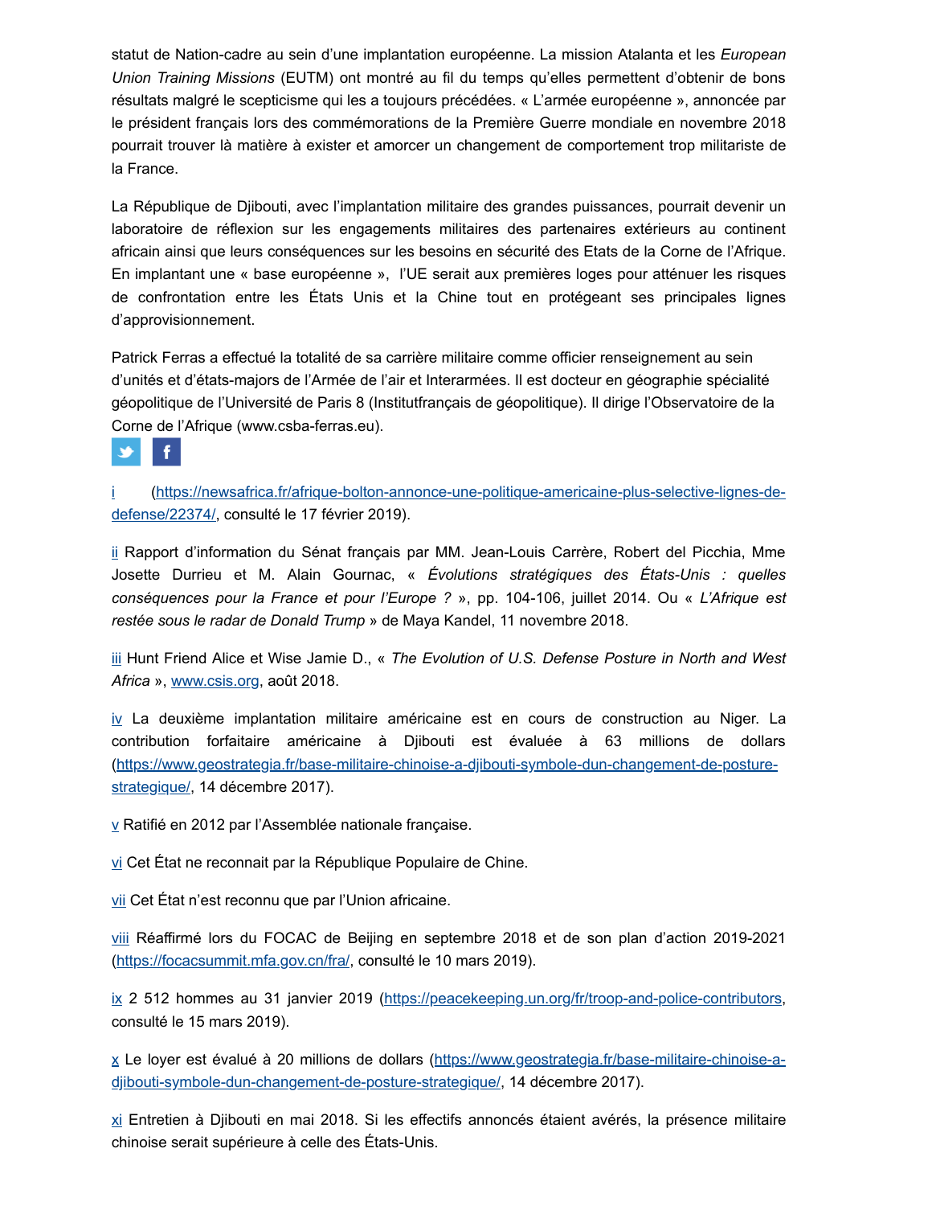statut de Nation-cadre au sein d'une implantation européenne. La mission Atalanta et les *European Union Training Missions* (EUTM) ont montré au fil du temps qu'elles permettent d'obtenir de bons résultats malgré le scepticisme qui les a toujours précédées. « L'armée européenne », annoncée par le président français lors des commémorations de la Première Guerre mondiale en novembre 2018 pourrait trouver là matière à exister et amorcer un changement de comportement trop militariste de la France.

La République de Djibouti, avec l'implantation militaire des grandes puissances, pourrait devenir un laboratoire de réflexion sur les engagements militaires des partenaires extérieurs au continent africain ainsi que leurs conséquences sur les besoins en sécurité des Etats de la Corne de l'Afrique. En implantant une « base européenne », l'UE serait aux premières loges pour atténuer les risques de confrontation entre les États Unis et la Chine tout en protégeant ses principales lignes d'approvisionnement.

Patrick Ferras a effectué la totalité de sa carrière militaire comme officier renseignement au sein d'unités et d'états-majors de l'Armée de l'air et Interarmées. Il est docteur en géographie spécialité géopolitique de l'Université de Paris 8 (Institutfrançais de géopolitique). Il dirige l'Observatoire de la Corne de l'Afrique (www.csba-ferras.eu).

i (https://newsafrica.fr/afrique-bolton-annonce-une-politique-americaine-plus-selective-lignes-de-defense/22374/, consulté le 17 février 2019).

ii Rapport d'information du Sénat français par MM. Jean-Louis Carrère, Robert del Picchia, Mme Josette Durrieu et M. Alain Gournac, « *Évolutions stratégiques des États-Unis : quelles conséquences pour la France et pour l'Europe ?* », pp. 104-106, juillet 2014. Ou « *L'Afrique est restée sous le radar de Donald Trump* » de Maya Kandel, 11 novembre 2018.

iii Hunt Friend Alice et Wise Jamie D., « *The Evolution of U.S. Defense Posture in North and West Africa* », www.csis.org, août 2018.

iv La deuxième implantation militaire américaine est en cours de construction au Niger. La contribution forfaitaire américaine à Djibouti est évaluée à 63 millions de dollars (https://www.geostrategia.fr/base-militaire-chinoise-a-djibouti-symbole-dun-changement-de-posture-strategique/, 14 décembre 2017).

v Ratifié en 2012 par l'Assemblée nationale française.

vi Cet État ne reconnait par la République Populaire de Chine.

vii Cet État n'est reconnu que par l'Union africaine.

viii Réaffirmé lors du FOCAC de Beijing en septembre 2018 et de son plan d'action 2019-2021 (https://focacsummit.mfa.gov.cn/fra/, consulté le 10 mars 2019).

ix 2 512 hommes au 31 janvier 2019 (https://peacekeeping.un.org/fr/troop-and-police-contributors, consulté le 15 mars 2019).

x Le loyer est évalué à 20 millions de dollars (https://www.geostrategia.fr/base-militaire-chinoise-a-djibouti-symbole-dun-changement-de-posture-strategique/, 14 décembre 2017).

xi Entretien à Djibouti en mai 2018. Si les effectifs annoncés étaient avérés, la présence militaire chinoise serait supérieure à celle des États-Unis.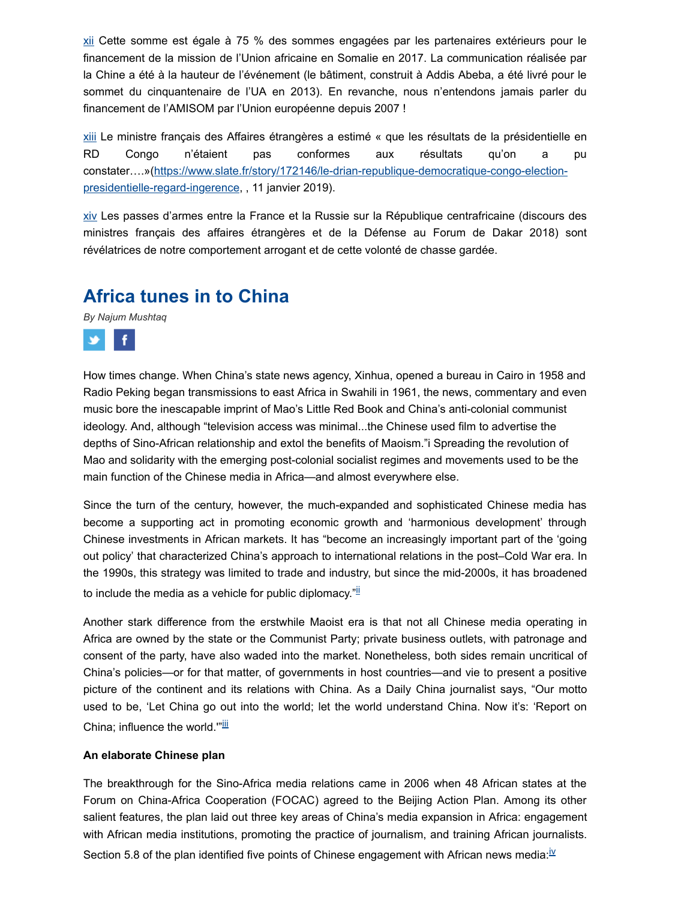xii Cette somme est égale à 75 % des sommes engagées par les partenaires extérieurs pour le financement de la mission de l'Union africaine en Somalie en 2017. La communication réalisée par la Chine a été à la hauteur de l'événement (le bâtiment, construit à Addis Abeba, a été livré pour le sommet du cinquantenaire de l'UA en 2013). En revanche, nous n'entendons jamais parler du financement de l'AMISOM par l'Union européenne depuis 2007 !

xiii Le ministre français des Affaires étrangères a estimé « que les résultats de la présidentielle en RD Congo n'étaient pas conformes aux résultats qu'on a pu constater….»(https://www.slate.fr/story/172146/le-drian-republique-democratique-congo-election-presidentielle-regard-ingerence, , 11 janvier 2019).

xiv Les passes d'armes entre la France et la Russie sur la République centrafricaine (discours des ministres français des affaires étrangères et de la Défense au Forum de Dakar 2018) sont révélatrices de notre comportement arrogant et de cette volonté de chasse gardée.

## Africa tunes in to China

*By Najum Mushtaq*

How times change. When China's state news agency, Xinhua, opened a bureau in Cairo in 1958 and Radio Peking began transmissions to east Africa in Swahili in 1961, the news, commentary and even music bore the inescapable imprint of Mao's Little Red Book and China's anti-colonial communist ideology. And, although "television access was minimal...the Chinese used film to advertise the depths of Sino-African relationship and extol the benefits of Maoism."i Spreading the revolution of Mao and solidarity with the emerging post-colonial socialist regimes and movements used to be the main function of the Chinese media in Africa—and almost everywhere else.

Since the turn of the century, however, the much-expanded and sophisticated Chinese media has become a supporting act in promoting economic growth and 'harmonious development' through Chinese investments in African markets. It has "become an increasingly important part of the 'going out policy' that characterized China's approach to international relations in the post–Cold War era. In the 1990s, this strategy was limited to trade and industry, but since the mid-2000s, it has broadened to include the media as a vehicle for public diplomacy."[ii]

Another stark difference from the erstwhile Maoist era is that not all Chinese media operating in Africa are owned by the state or the Communist Party; private business outlets, with patronage and consent of the party, have also waded into the market. Nonetheless, both sides remain uncritical of China's policies—or for that matter, of governments in host countries—and vie to present a positive picture of the continent and its relations with China. As a Daily China journalist says, "Our motto used to be, 'Let China go out into the world; let the world understand China. Now it's: 'Report on China; influence the world.'"[iii]

**An elaborate Chinese plan**

The breakthrough for the Sino-Africa media relations came in 2006 when 48 African states at the Forum on China-Africa Cooperation (FOCAC) agreed to the Beijing Action Plan. Among its other salient features, the plan laid out three key areas of China's media expansion in Africa: engagement with African media institutions, promoting the practice of journalism, and training African journalists. Section 5.8 of the plan identified five points of Chinese engagement with African news media:[iv]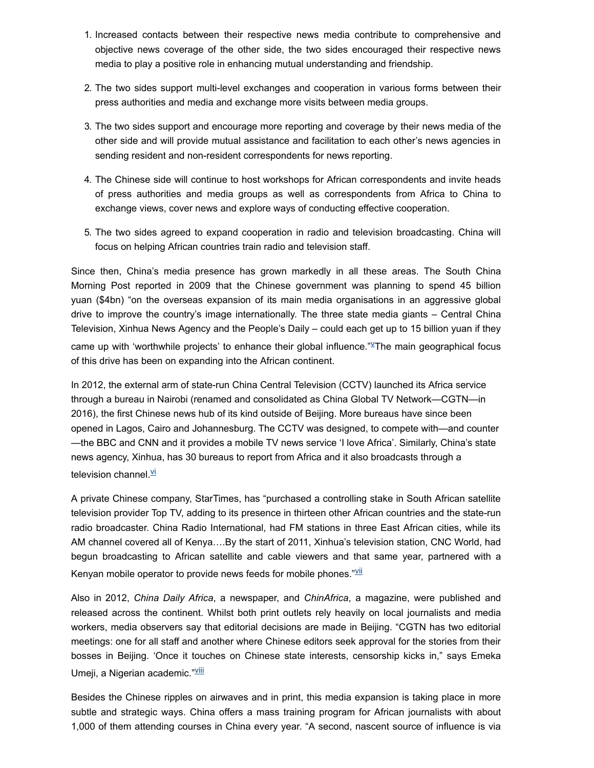1. Increased contacts between their respective news media contribute to comprehensive and objective news coverage of the other side, the two sides encouraged their respective news media to play a positive role in enhancing mutual understanding and friendship.

2. The two sides support multi-level exchanges and cooperation in various forms between their press authorities and media and exchange more visits between media groups.

3. The two sides support and encourage more reporting and coverage by their news media of the other side and will provide mutual assistance and facilitation to each other's news agencies in sending resident and non-resident correspondents for news reporting.

4. The Chinese side will continue to host workshops for African correspondents and invite heads of press authorities and media groups as well as correspondents from Africa to China to exchange views, cover news and explore ways of conducting effective cooperation.

5. The two sides agreed to expand cooperation in radio and television broadcasting. China will focus on helping African countries train radio and television staff.

Since then, China's media presence has grown markedly in all these areas. The South China Morning Post reported in 2009 that the Chinese government was planning to spend 45 billion yuan ($4bn) "on the overseas expansion of its main media organisations in an aggressive global drive to improve the country's image internationally. The three state media giants – Central China Television, Xinhua News Agency and the People's Daily – could each get up to 15 billion yuan if they came up with 'worthwhile projects' to enhance their global influence."[v]The main geographical focus of this drive has been on expanding into the African continent.

In 2012, the external arm of state-run China Central Television (CCTV) launched its Africa service through a bureau in Nairobi (renamed and consolidated as China Global TV Network—CGTN—in 2016), the first Chinese news hub of its kind outside of Beijing. More bureaus have since been opened in Lagos, Cairo and Johannesburg. The CCTV was designed, to compete with—and counter—the BBC and CNN and it provides a mobile TV news service 'I love Africa'. Similarly, China's state news agency, Xinhua, has 30 bureaus to report from Africa and it also broadcasts through a television channel.[vi]

A private Chinese company, StarTimes, has "purchased a controlling stake in South African satellite television provider Top TV, adding to its presence in thirteen other African countries and the state-run radio broadcaster. China Radio International, had FM stations in three East African cities, while its AM channel covered all of Kenya….By the start of 2011, Xinhua's television station, CNC World, had begun broadcasting to African satellite and cable viewers and that same year, partnered with a Kenyan mobile operator to provide news feeds for mobile phones."[vii]

Also in 2012, *China Daily Africa*, a newspaper, and *ChinAfrica*, a magazine, were published and released across the continent. Whilst both print outlets rely heavily on local journalists and media workers, media observers say that editorial decisions are made in Beijing. "CGTN has two editorial meetings: one for all staff and another where Chinese editors seek approval for the stories from their bosses in Beijing. 'Once it touches on Chinese state interests, censorship kicks in," says Emeka Umeji, a Nigerian academic."[viii]

Besides the Chinese ripples on airwaves and in print, this media expansion is taking place in more subtle and strategic ways. China offers a mass training program for African journalists with about 1,000 of them attending courses in China every year. "A second, nascent source of influence is via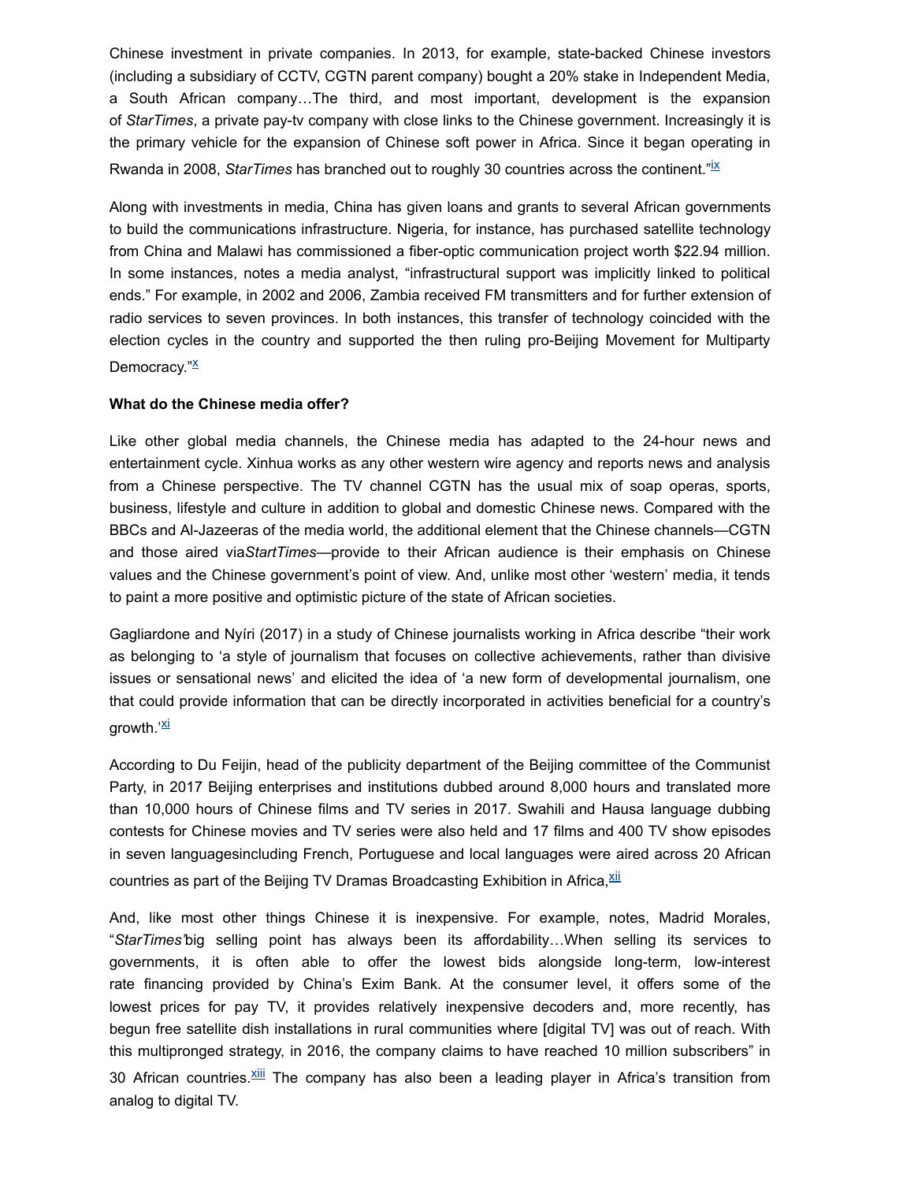Chinese investment in private companies. In 2013, for example, state-backed Chinese investors (including a subsidiary of CCTV, CGTN parent company) bought a 20% stake in Independent Media, a South African company…The third, and most important, development is the expansion of *StarTimes*, a private pay-tv company with close links to the Chinese government. Increasingly it is the primary vehicle for the expansion of Chinese soft power in Africa. Since it began operating in Rwanda in 2008, *StarTimes* has branched out to roughly 30 countries across the continent."[ix]

Along with investments in media, China has given loans and grants to several African governments to build the communications infrastructure. Nigeria, for instance, has purchased satellite technology from China and Malawi has commissioned a fiber-optic communication project worth $22.94 million. In some instances, notes a media analyst, "infrastructural support was implicitly linked to political ends." For example, in 2002 and 2006, Zambia received FM transmitters and for further extension of radio services to seven provinces. In both instances, this transfer of technology coincided with the election cycles in the country and supported the then ruling pro-Beijing Movement for Multiparty Democracy."[x]

**What do the Chinese media offer?**

Like other global media channels, the Chinese media has adapted to the 24-hour news and entertainment cycle. Xinhua works as any other western wire agency and reports news and analysis from a Chinese perspective. The TV channel CGTN has the usual mix of soap operas, sports, business, lifestyle and culture in addition to global and domestic Chinese news. Compared with the BBCs and Al-Jazeeras of the media world, the additional element that the Chinese channels—CGTN and those aired via*StartTimes*—provide to their African audience is their emphasis on Chinese values and the Chinese government's point of view. And, unlike most other 'western' media, it tends to paint a more positive and optimistic picture of the state of African societies.

Gagliardone and Nyíri (2017) in a study of Chinese journalists working in Africa describe "their work as belonging to 'a style of journalism that focuses on collective achievements, rather than divisive issues or sensational news' and elicited the idea of 'a new form of developmental journalism, one that could provide information that can be directly incorporated in activities beneficial for a country's growth.'[xi]

According to Du Feijin, head of the publicity department of the Beijing committee of the Communist Party, in 2017 Beijing enterprises and institutions dubbed around 8,000 hours and translated more than 10,000 hours of Chinese films and TV series in 2017. Swahili and Hausa language dubbing contests for Chinese movies and TV series were also held and 17 films and 400 TV show episodes in seven languagesincluding French, Portuguese and local languages were aired across 20 African countries as part of the Beijing TV Dramas Broadcasting Exhibition in Africa,[xii]

And, like most other things Chinese it is inexpensive. For example, notes, Madrid Morales, "*StarTimes'*big selling point has always been its affordability…When selling its services to governments, it is often able to offer the lowest bids alongside long-term, low-interest rate financing provided by China's Exim Bank. At the consumer level, it offers some of the lowest prices for pay TV, it provides relatively inexpensive decoders and, more recently, has begun free satellite dish installations in rural communities where [digital TV] was out of reach. With this multipronged strategy, in 2016, the company claims to have reached 10 million subscribers" in 30 African countries.[xiii] The company has also been a leading player in Africa's transition from analog to digital TV.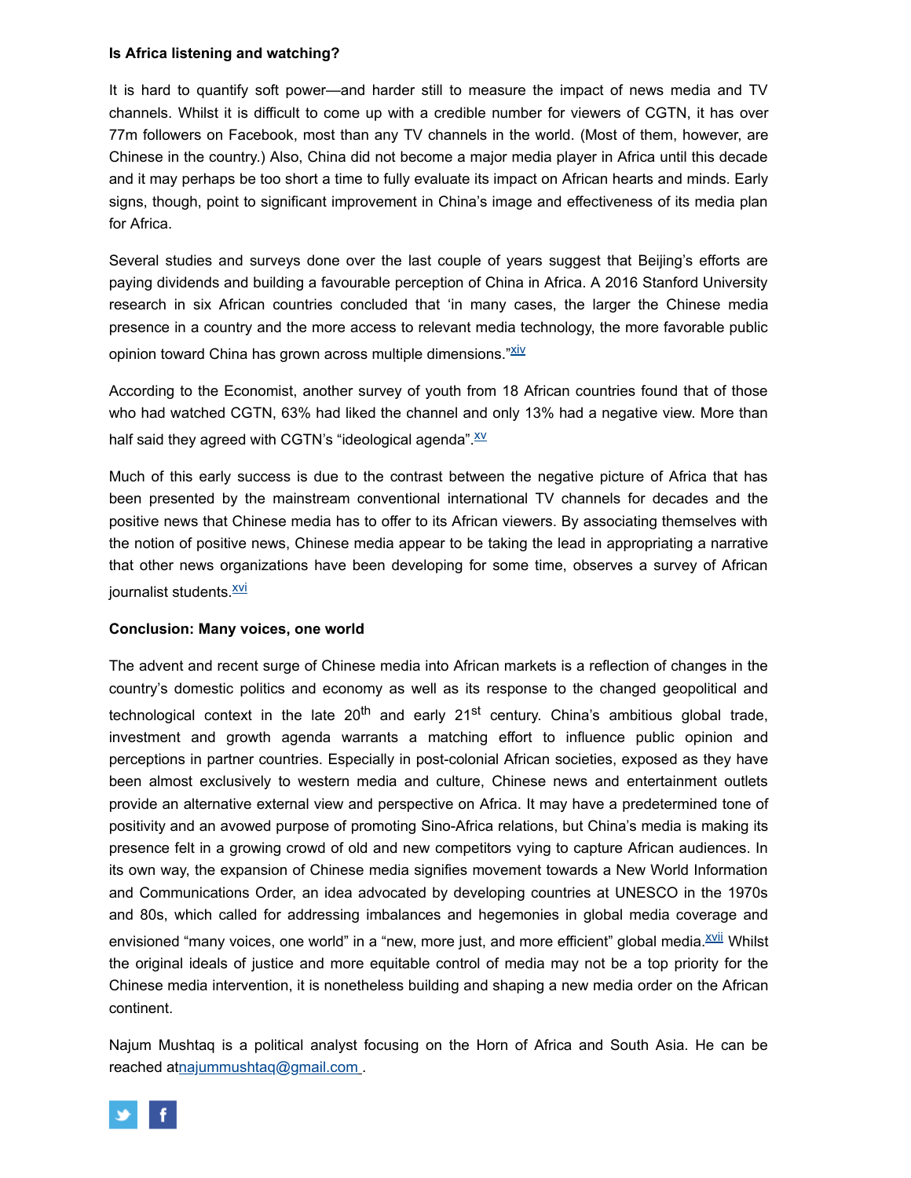**Is Africa listening and watching?**

It is hard to quantify soft power—and harder still to measure the impact of news media and TV channels. Whilst it is difficult to come up with a credible number for viewers of CGTN, it has over 77m followers on Facebook, most than any TV channels in the world. (Most of them, however, are Chinese in the country.) Also, China did not become a major media player in Africa until this decade and it may perhaps be too short a time to fully evaluate its impact on African hearts and minds. Early signs, though, point to significant improvement in China's image and effectiveness of its media plan for Africa.

Several studies and surveys done over the last couple of years suggest that Beijing's efforts are paying dividends and building a favourable perception of China in Africa. A 2016 Stanford University research in six African countries concluded that 'in many cases, the larger the Chinese media presence in a country and the more access to relevant media technology, the more favorable public opinion toward China has grown across multiple dimensions."[xiv]

According to the Economist, another survey of youth from 18 African countries found that of those who had watched CGTN, 63% had liked the channel and only 13% had a negative view. More than half said they agreed with CGTN's "ideological agenda".[xv]

Much of this early success is due to the contrast between the negative picture of Africa that has been presented by the mainstream conventional international TV channels for decades and the positive news that Chinese media has to offer to its African viewers. By associating themselves with the notion of positive news, Chinese media appear to be taking the lead in appropriating a narrative that other news organizations have been developing for some time, observes a survey of African journalist students.[xvi]

**Conclusion: Many voices, one world**

The advent and recent surge of Chinese media into African markets is a reflection of changes in the country's domestic politics and economy as well as its response to the changed geopolitical and technological context in the late 20th and early 21st century. China's ambitious global trade, investment and growth agenda warrants a matching effort to influence public opinion and perceptions in partner countries. Especially in post-colonial African societies, exposed as they have been almost exclusively to western media and culture, Chinese news and entertainment outlets provide an alternative external view and perspective on Africa. It may have a predetermined tone of positivity and an avowed purpose of promoting Sino-Africa relations, but China's media is making its presence felt in a growing crowd of old and new competitors vying to capture African audiences. In its own way, the expansion of Chinese media signifies movement towards a New World Information and Communications Order, an idea advocated by developing countries at UNESCO in the 1970s and 80s, which called for addressing imbalances and hegemonies in global media coverage and envisioned "many voices, one world" in a "new, more just, and more efficient" global media.[xvii] Whilst the original ideals of justice and more equitable control of media may not be a top priority for the Chinese media intervention, it is nonetheless building and shaping a new media order on the African continent.

Najum Mushtaq is a political analyst focusing on the Horn of Africa and South Asia. He can be reached atnajummushtaq@gmail.com .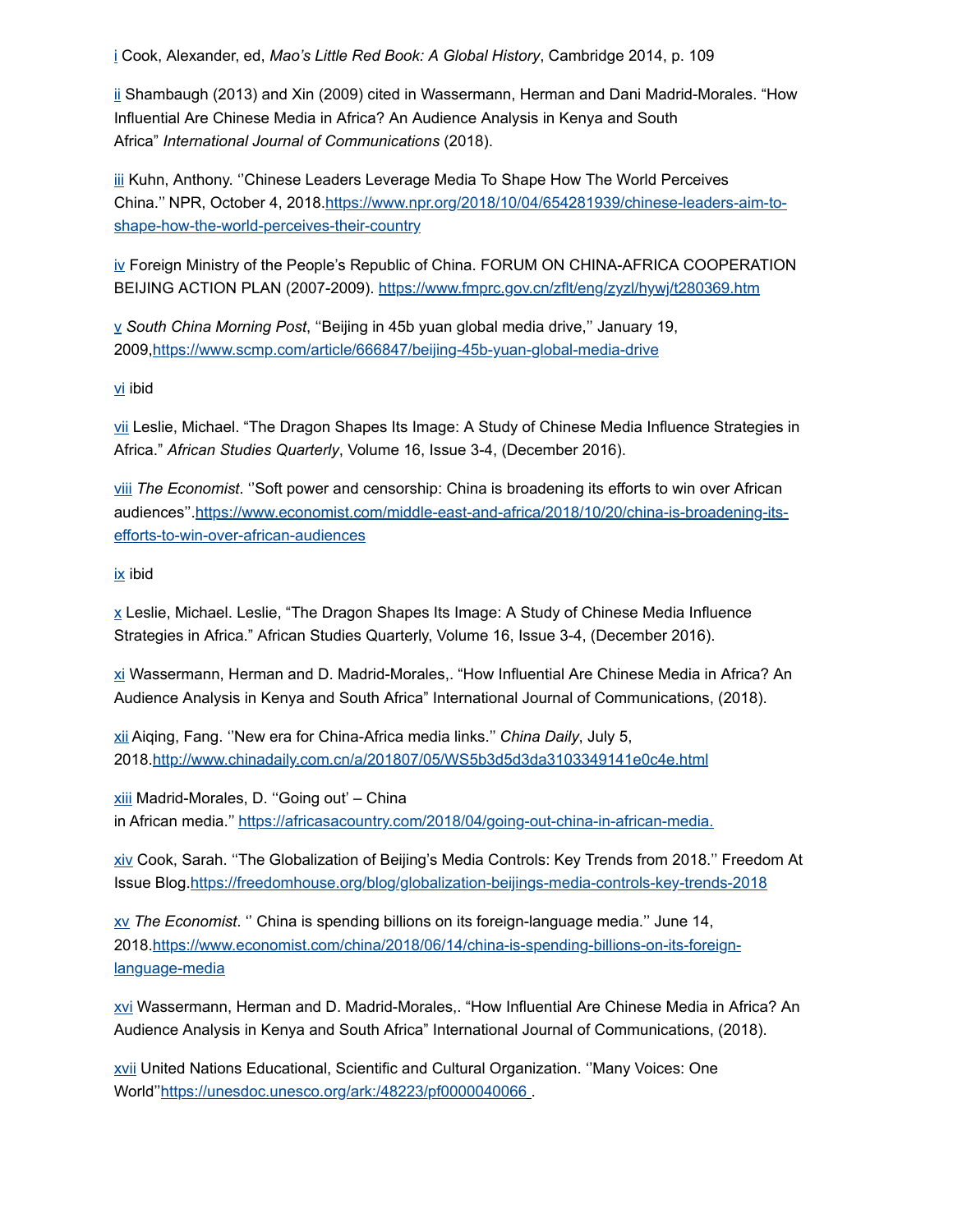[i] Cook, Alexander, ed, *Mao's Little Red Book: A Global History*, Cambridge 2014, p. 109

[ii] Shambaugh (2013) and Xin (2009) cited in Wassermann, Herman and Dani Madrid-Morales. "How Influential Are Chinese Media in Africa? An Audience Analysis in Kenya and South Africa" *International Journal of Communications* (2018).

[iii] Kuhn, Anthony. ''Chinese Leaders Leverage Media To Shape How The World Perceives China.'' NPR, October 4, 2018.https://www.npr.org/2018/10/04/654281939/chinese-leaders-aim-to-shape-how-the-world-perceives-their-country

[iv] Foreign Ministry of the People's Republic of China. FORUM ON CHINA-AFRICA COOPERATION BEIJING ACTION PLAN (2007-2009). https://www.fmprc.gov.cn/zflt/eng/zyzl/hywj/t280369.htm

[v] *South China Morning Post*, ''Beijing in 45b yuan global media drive,'' January 19, 2009,https://www.scmp.com/article/666847/beijing-45b-yuan-global-media-drive

[vi] ibid

[vii] Leslie, Michael. "The Dragon Shapes Its Image: A Study of Chinese Media Influence Strategies in Africa." *African Studies Quarterly*, Volume 16, Issue 3-4, (December 2016).

[viii] *The Economist*. ''Soft power and censorship: China is broadening its efforts to win over African audiences''.https://www.economist.com/middle-east-and-africa/2018/10/20/china-is-broadening-its-efforts-to-win-over-african-audiences

[ix] ibid

[x] Leslie, Michael. Leslie, "The Dragon Shapes Its Image: A Study of Chinese Media Influence Strategies in Africa." African Studies Quarterly, Volume 16, Issue 3-4, (December 2016).

[xi] Wassermann, Herman and D. Madrid-Morales,. "How Influential Are Chinese Media in Africa? An Audience Analysis in Kenya and South Africa" International Journal of Communications, (2018).

[xii] Aiqing, Fang. ''New era for China-Africa media links.'' *China Daily*, July 5, 2018.http://www.chinadaily.com.cn/a/201807/05/WS5b3d5d3da3103349141e0c4e.html

[xiii] Madrid-Morales, D. ''Going out' – China in African media.'' https://africasacountry.com/2018/04/going-out-china-in-african-media.

[xiv] Cook, Sarah. ''The Globalization of Beijing's Media Controls: Key Trends from 2018.'' Freedom At Issue Blog.https://freedomhouse.org/blog/globalization-beijings-media-controls-key-trends-2018

[xv] *The Economist*. '' China is spending billions on its foreign-language media.'' June 14, 2018.https://www.economist.com/china/2018/06/14/china-is-spending-billions-on-its-foreign-language-media

[xvi] Wassermann, Herman and D. Madrid-Morales,. "How Influential Are Chinese Media in Africa? An Audience Analysis in Kenya and South Africa" International Journal of Communications, (2018).

[xvii] United Nations Educational, Scientific and Cultural Organization. ''Many Voices: One World''https://unesdoc.unesco.org/ark:/48223/pf0000040066 .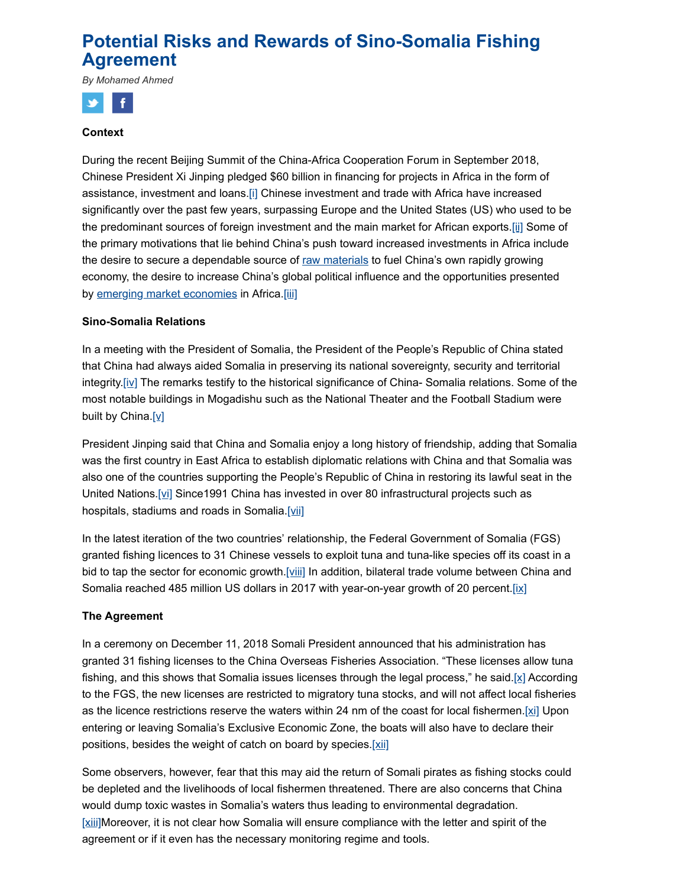# Potential Risks and Rewards of Sino-Somalia Fishing Agreement

*By Mohamed Ahmed*

**Context**

During the recent Beijing Summit of the China-Africa Cooperation Forum in September 2018, Chinese President Xi Jinping pledged $60 billion in financing for projects in Africa in the form of assistance, investment and loans.[i] Chinese investment and trade with Africa have increased significantly over the past few years, surpassing Europe and the United States (US) who used to be the predominant sources of foreign investment and the main market for African exports.[ii] Some of the primary motivations that lie behind China's push toward increased investments in Africa include the desire to secure a dependable source of raw materials to fuel China's own rapidly growing economy, the desire to increase China's global political influence and the opportunities presented by emerging market economies in Africa.[iii]

**Sino-Somalia Relations**

In a meeting with the President of Somalia, the President of the People's Republic of China stated that China had always aided Somalia in preserving its national sovereignty, security and territorial integrity.[iv] The remarks testify to the historical significance of China- Somalia relations. Some of the most notable buildings in Mogadishu such as the National Theater and the Football Stadium were built by China.[v]

President Jinping said that China and Somalia enjoy a long history of friendship, adding that Somalia was the first country in East Africa to establish diplomatic relations with China and that Somalia was also one of the countries supporting the People's Republic of China in restoring its lawful seat in the United Nations.[vi] Since1991 China has invested in over 80 infrastructural projects such as hospitals, stadiums and roads in Somalia.[vii]

In the latest iteration of the two countries' relationship, the Federal Government of Somalia (FGS) granted fishing licences to 31 Chinese vessels to exploit tuna and tuna-like species off its coast in a bid to tap the sector for economic growth.[viii] In addition, bilateral trade volume between China and Somalia reached 485 million US dollars in 2017 with year-on-year growth of 20 percent.[ix]

**The Agreement**

In a ceremony on December 11, 2018 Somali President announced that his administration has granted 31 fishing licenses to the China Overseas Fisheries Association. "These licenses allow tuna fishing, and this shows that Somalia issues licenses through the legal process," he said.[x] According to the FGS, the new licenses are restricted to migratory tuna stocks, and will not affect local fisheries as the licence restrictions reserve the waters within 24 nm of the coast for local fishermen.[xi] Upon entering or leaving Somalia's Exclusive Economic Zone, the boats will also have to declare their positions, besides the weight of catch on board by species.[xii]

Some observers, however, fear that this may aid the return of Somali pirates as fishing stocks could be depleted and the livelihoods of local fishermen threatened. There are also concerns that China would dump toxic wastes in Somalia's waters thus leading to environmental degradation.[xiii]Moreover, it is not clear how Somalia will ensure compliance with the letter and spirit of the agreement or if it even has the necessary monitoring regime and tools.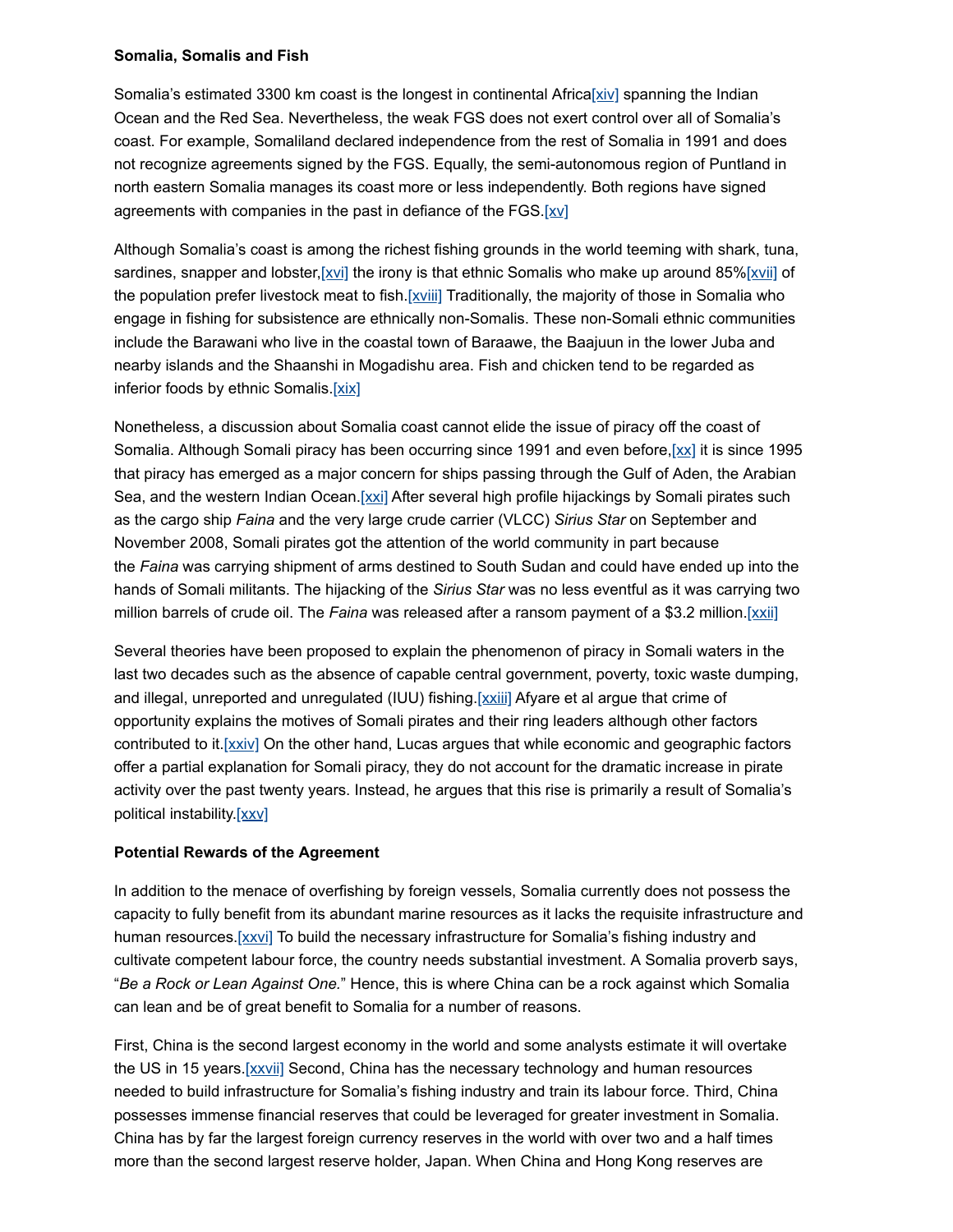**Somalia, Somalis and Fish**

Somalia's estimated 3300 km coast is the longest in continental Africa[xiv] spanning the Indian Ocean and the Red Sea. Nevertheless, the weak FGS does not exert control over all of Somalia's coast. For example, Somaliland declared independence from the rest of Somalia in 1991 and does not recognize agreements signed by the FGS. Equally, the semi-autonomous region of Puntland in north eastern Somalia manages its coast more or less independently. Both regions have signed agreements with companies in the past in defiance of the FGS.[xv]

Although Somalia's coast is among the richest fishing grounds in the world teeming with shark, tuna, sardines, snapper and lobster,[xvi] the irony is that ethnic Somalis who make up around 85%[xvii] of the population prefer livestock meat to fish.[xviii] Traditionally, the majority of those in Somalia who engage in fishing for subsistence are ethnically non-Somalis. These non-Somali ethnic communities include the Barawani who live in the coastal town of Baraawe, the Baajuun in the lower Juba and nearby islands and the Shaanshi in Mogadishu area. Fish and chicken tend to be regarded as inferior foods by ethnic Somalis.[xix]

Nonetheless, a discussion about Somalia coast cannot elide the issue of piracy off the coast of Somalia. Although Somali piracy has been occurring since 1991 and even before,[xx] it is since 1995 that piracy has emerged as a major concern for ships passing through the Gulf of Aden, the Arabian Sea, and the western Indian Ocean.[xxi] After several high profile hijackings by Somali pirates such as the cargo ship *Faina* and the very large crude carrier (VLCC) *Sirius Star* on September and November 2008, Somali pirates got the attention of the world community in part because the *Faina* was carrying shipment of arms destined to South Sudan and could have ended up into the hands of Somali militants. The hijacking of the *Sirius Star* was no less eventful as it was carrying two million barrels of crude oil. The *Faina* was released after a ransom payment of a $3.2 million.[xxii]

Several theories have been proposed to explain the phenomenon of piracy in Somali waters in the last two decades such as the absence of capable central government, poverty, toxic waste dumping, and illegal, unreported and unregulated (IUU) fishing.[xxiii] Afyare et al argue that crime of opportunity explains the motives of Somali pirates and their ring leaders although other factors contributed to it.[xxiv] On the other hand, Lucas argues that while economic and geographic factors offer a partial explanation for Somali piracy, they do not account for the dramatic increase in pirate activity over the past twenty years. Instead, he argues that this rise is primarily a result of Somalia's political instability.[xxv]

**Potential Rewards of the Agreement**

In addition to the menace of overfishing by foreign vessels, Somalia currently does not possess the capacity to fully benefit from its abundant marine resources as it lacks the requisite infrastructure and human resources.[xxvi] To build the necessary infrastructure for Somalia's fishing industry and cultivate competent labour force, the country needs substantial investment. A Somalia proverb says, "*Be a Rock or Lean Against One.*" Hence, this is where China can be a rock against which Somalia can lean and be of great benefit to Somalia for a number of reasons.

First, China is the second largest economy in the world and some analysts estimate it will overtake the US in 15 years.[xxvii] Second, China has the necessary technology and human resources needed to build infrastructure for Somalia's fishing industry and train its labour force. Third, China possesses immense financial reserves that could be leveraged for greater investment in Somalia. China has by far the largest foreign currency reserves in the world with over two and a half times more than the second largest reserve holder, Japan. When China and Hong Kong reserves are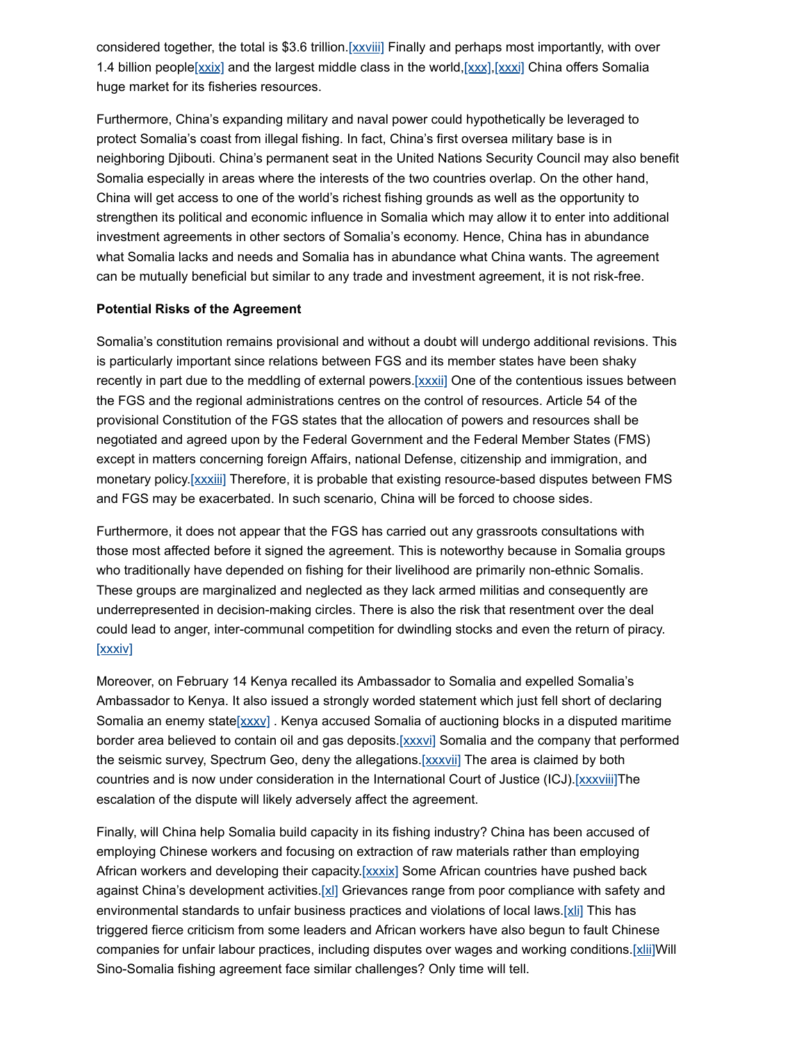considered together, the total is $3.6 trillion.[xxviii] Finally and perhaps most importantly, with over 1.4 billion people[xxix] and the largest middle class in the world,[xxx],[xxxi] China offers Somalia huge market for its fisheries resources.

Furthermore, China's expanding military and naval power could hypothetically be leveraged to protect Somalia's coast from illegal fishing. In fact, China's first oversea military base is in neighboring Djibouti. China's permanent seat in the United Nations Security Council may also benefit Somalia especially in areas where the interests of the two countries overlap. On the other hand, China will get access to one of the world's richest fishing grounds as well as the opportunity to strengthen its political and economic influence in Somalia which may allow it to enter into additional investment agreements in other sectors of Somalia's economy. Hence, China has in abundance what Somalia lacks and needs and Somalia has in abundance what China wants. The agreement can be mutually beneficial but similar to any trade and investment agreement, it is not risk-free.

**Potential Risks of the Agreement**

Somalia's constitution remains provisional and without a doubt will undergo additional revisions. This is particularly important since relations between FGS and its member states have been shaky recently in part due to the meddling of external powers.[xxxii] One of the contentious issues between the FGS and the regional administrations centres on the control of resources. Article 54 of the provisional Constitution of the FGS states that the allocation of powers and resources shall be negotiated and agreed upon by the Federal Government and the Federal Member States (FMS) except in matters concerning foreign Affairs, national Defense, citizenship and immigration, and monetary policy.[xxxiii] Therefore, it is probable that existing resource-based disputes between FMS and FGS may be exacerbated. In such scenario, China will be forced to choose sides.

Furthermore, it does not appear that the FGS has carried out any grassroots consultations with those most affected before it signed the agreement. This is noteworthy because in Somalia groups who traditionally have depended on fishing for their livelihood are primarily non-ethnic Somalis. These groups are marginalized and neglected as they lack armed militias and consequently are underrepresented in decision-making circles. There is also the risk that resentment over the deal could lead to anger, inter-communal competition for dwindling stocks and even the return of piracy.[xxxiv]

Moreover, on February 14 Kenya recalled its Ambassador to Somalia and expelled Somalia's Ambassador to Kenya. It also issued a strongly worded statement which just fell short of declaring Somalia an enemy state[xxxv] . Kenya accused Somalia of auctioning blocks in a disputed maritime border area believed to contain oil and gas deposits.[xxxvi] Somalia and the company that performed the seismic survey, Spectrum Geo, deny the allegations.[xxxvii] The area is claimed by both countries and is now under consideration in the International Court of Justice (ICJ).[xxxviii]The escalation of the dispute will likely adversely affect the agreement.

Finally, will China help Somalia build capacity in its fishing industry? China has been accused of employing Chinese workers and focusing on extraction of raw materials rather than employing African workers and developing their capacity.[xxxix] Some African countries have pushed back against China's development activities.[xl] Grievances range from poor compliance with safety and environmental standards to unfair business practices and violations of local laws.[xli] This has triggered fierce criticism from some leaders and African workers have also begun to fault Chinese companies for unfair labour practices, including disputes over wages and working conditions.[xlii]Will Sino-Somalia fishing agreement face similar challenges? Only time will tell.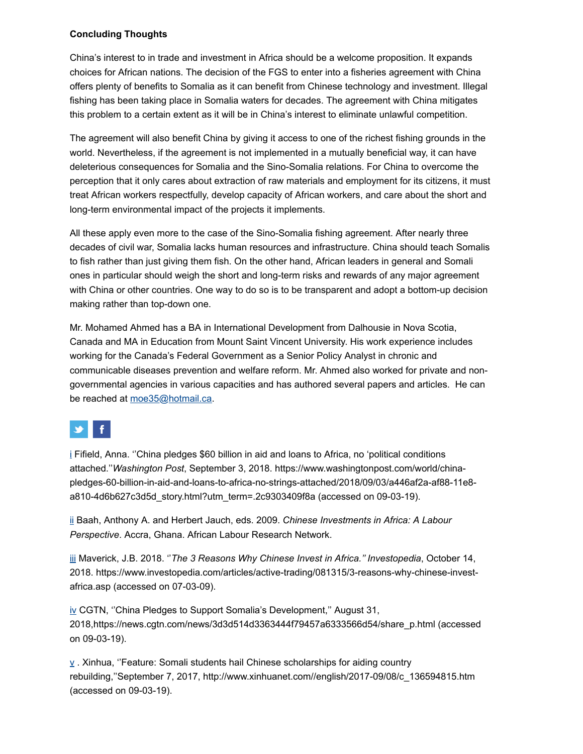**Concluding Thoughts**

China's interest to in trade and investment in Africa should be a welcome proposition. It expands choices for African nations. The decision of the FGS to enter into a fisheries agreement with China offers plenty of benefits to Somalia as it can benefit from Chinese technology and investment. Illegal fishing has been taking place in Somalia waters for decades. The agreement with China mitigates this problem to a certain extent as it will be in China's interest to eliminate unlawful competition.

The agreement will also benefit China by giving it access to one of the richest fishing grounds in the world. Nevertheless, if the agreement is not implemented in a mutually beneficial way, it can have deleterious consequences for Somalia and the Sino-Somalia relations. For China to overcome the perception that it only cares about extraction of raw materials and employment for its citizens, it must treat African workers respectfully, develop capacity of African workers, and care about the short and long-term environmental impact of the projects it implements.

All these apply even more to the case of the Sino-Somalia fishing agreement. After nearly three decades of civil war, Somalia lacks human resources and infrastructure. China should teach Somalis to fish rather than just giving them fish. On the other hand, African leaders in general and Somali ones in particular should weigh the short and long-term risks and rewards of any major agreement with China or other countries. One way to do so is to be transparent and adopt a bottom-up decision making rather than top-down one.

Mr. Mohamed Ahmed has a BA in International Development from Dalhousie in Nova Scotia, Canada and MA in Education from Mount Saint Vincent University. His work experience includes working for the Canada's Federal Government as a Senior Policy Analyst in chronic and communicable diseases prevention and welfare reform. Mr. Ahmed also worked for private and non-governmental agencies in various capacities and has authored several papers and articles. He can be reached at moe35@hotmail.ca.

i Fifield, Anna. ''China pledges $60 billion in aid and loans to Africa, no 'political conditions attached.''*Washington Post*, September 3, 2018. https://www.washingtonpost.com/world/china-pledges-60-billion-in-aid-and-loans-to-africa-no-strings-attached/2018/09/03/a446af2a-af88-11e8-a810-4d6b627c3d5d_story.html?utm_term=.2c9303409f8a (accessed on 09-03-19).

ii Baah, Anthony A. and Herbert Jauch, eds. 2009. *Chinese Investments in Africa: A Labour Perspective*. Accra, Ghana. African Labour Research Network.

iii Maverick, J.B. 2018. ''*The 3 Reasons Why Chinese Invest in Africa.'' Investopedia*, October 14, 2018. https://www.investopedia.com/articles/active-trading/081315/3-reasons-why-chinese-invest-africa.asp (accessed on 07-03-09).

iv CGTN, ''China Pledges to Support Somalia's Development,'' August 31, 2018,https://news.cgtn.com/news/3d3d514d3363444f79457a6333566d54/share_p.html (accessed on 09-03-19).

v . Xinhua, ''Feature: Somali students hail Chinese scholarships for aiding country rebuilding,''September 7, 2017, http://www.xinhuanet.com//english/2017-09/08/c_136594815.htm (accessed on 09-03-19).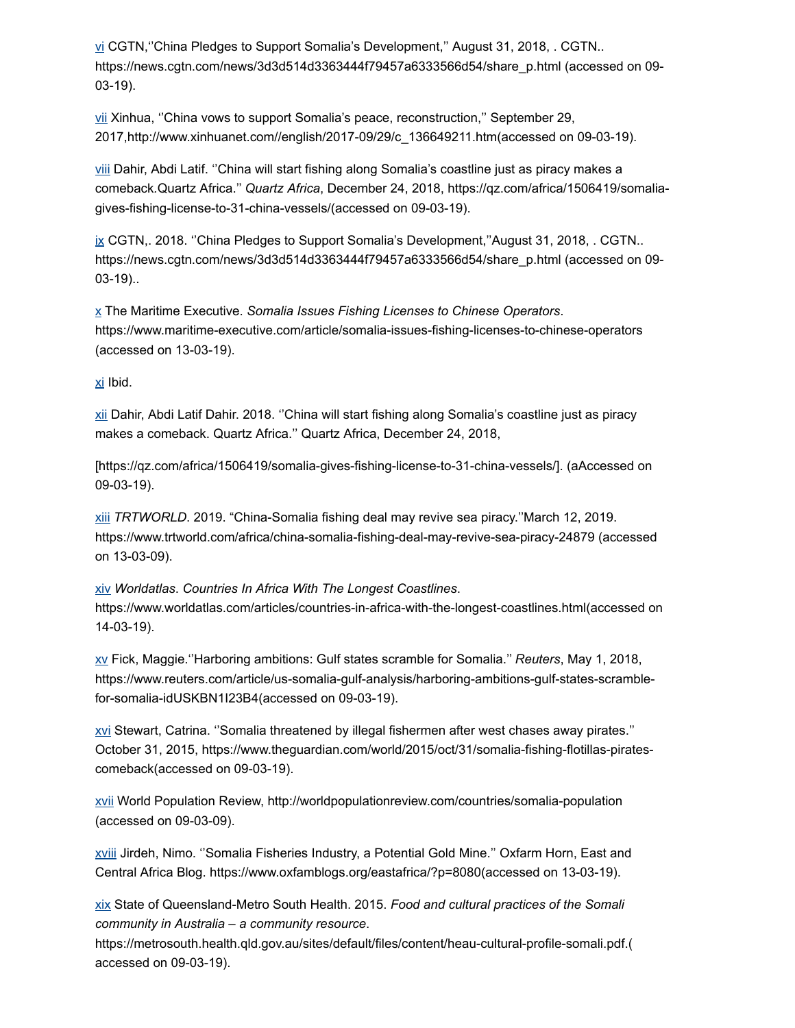vi CGTN,''China Pledges to Support Somalia's Development,'' August 31, 2018, . CGTN.. https://news.cgtn.com/news/3d3d514d3363444f79457a6333566d54/share_p.html (accessed on 09-03-19).

vii Xinhua, ''China vows to support Somalia's peace, reconstruction,'' September 29, 2017,http://www.xinhuanet.com//english/2017-09/29/c_136649211.htm(accessed on 09-03-19).

viii Dahir, Abdi Latif. ''China will start fishing along Somalia's coastline just as piracy makes a comeback.Quartz Africa.'' *Quartz Africa*, December 24, 2018, https://qz.com/africa/1506419/somalia-gives-fishing-license-to-31-china-vessels/(accessed on 09-03-19).

ix CGTN,. 2018. ''China Pledges to Support Somalia's Development,''August 31, 2018, . CGTN.. https://news.cgtn.com/news/3d3d514d3363444f79457a6333566d54/share_p.html (accessed on 09-03-19)..

x The Maritime Executive. *Somalia Issues Fishing Licenses to Chinese Operators*. https://www.maritime-executive.com/article/somalia-issues-fishing-licenses-to-chinese-operators (accessed on 13-03-19).

xi Ibid.

xii Dahir, Abdi Latif Dahir. 2018. ''China will start fishing along Somalia's coastline just as piracy makes a comeback. Quartz Africa.'' Quartz Africa, December 24, 2018,

[https://qz.com/africa/1506419/somalia-gives-fishing-license-to-31-china-vessels/]. (aAccessed on 09-03-19).

xiii *TRTWORLD*. 2019. "China-Somalia fishing deal may revive sea piracy.''March 12, 2019. https://www.trtworld.com/africa/china-somalia-fishing-deal-may-revive-sea-piracy-24879 (accessed on 13-03-09).

xiv *Worldatlas*. *Countries In Africa With The Longest Coastlines*. https://www.worldatlas.com/articles/countries-in-africa-with-the-longest-coastlines.html(accessed on 14-03-19).

xv Fick, Maggie.''Harboring ambitions: Gulf states scramble for Somalia.'' *Reuters*, May 1, 2018, https://www.reuters.com/article/us-somalia-gulf-analysis/harboring-ambitions-gulf-states-scramble-for-somalia-idUSKBN1I23B4(accessed on 09-03-19).

xvi Stewart, Catrina. ''Somalia threatened by illegal fishermen after west chases away pirates.'' October 31, 2015, https://www.theguardian.com/world/2015/oct/31/somalia-fishing-flotillas-pirates-comeback(accessed on 09-03-19).

xvii World Population Review, http://worldpopulationreview.com/countries/somalia-population (accessed on 09-03-09).

xviii Jirdeh, Nimo. ''Somalia Fisheries Industry, a Potential Gold Mine.'' Oxfarm Horn, East and Central Africa Blog. https://www.oxfamblogs.org/eastafrica/?p=8080(accessed on 13-03-19).

xix State of Queensland-Metro South Health. 2015. *Food and cultural practices of the Somali community in Australia – a community resource*. https://metrosouth.health.qld.gov.au/sites/default/files/content/heau-cultural-profile-somali.pdf.( accessed on 09-03-19).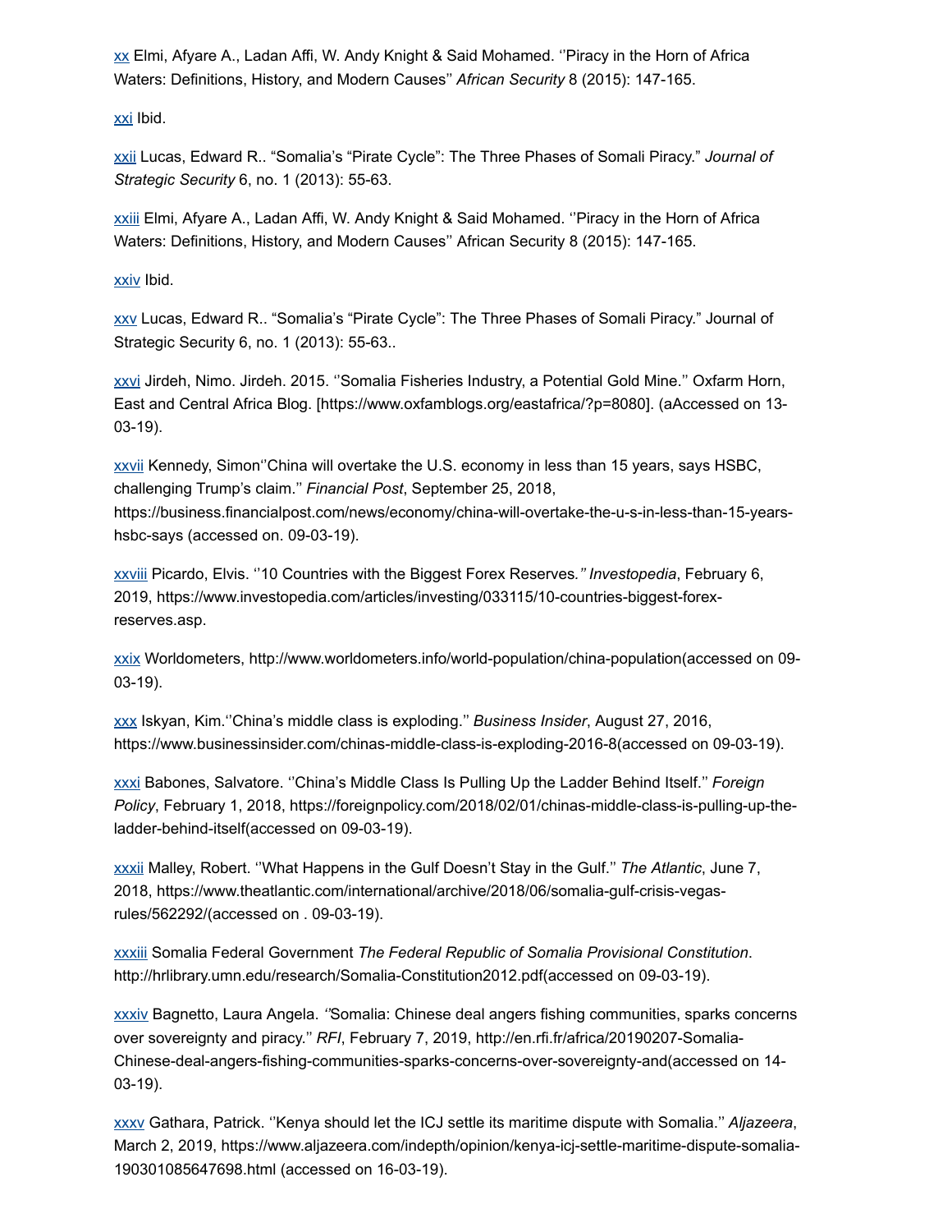xx Elmi, Afyare A., Ladan Affi, W. Andy Knight & Said Mohamed. ''Piracy in the Horn of Africa Waters: Definitions, History, and Modern Causes'' *African Security* 8 (2015): 147-165.

xxi Ibid.

xxii Lucas, Edward R.. "Somalia's "Pirate Cycle": The Three Phases of Somali Piracy." *Journal of Strategic Security* 6, no. 1 (2013): 55-63.

xxiii Elmi, Afyare A., Ladan Affi, W. Andy Knight & Said Mohamed. ''Piracy in the Horn of Africa Waters: Definitions, History, and Modern Causes'' African Security 8 (2015): 147-165.

xxiv Ibid.

xxv Lucas, Edward R.. "Somalia's "Pirate Cycle": The Three Phases of Somali Piracy." Journal of Strategic Security 6, no. 1 (2013): 55-63..

xxvi Jirdeh, Nimo. Jirdeh. 2015. ''Somalia Fisheries Industry, a Potential Gold Mine.'' Oxfarm Horn, East and Central Africa Blog. [https://www.oxfamblogs.org/eastafrica/?p=8080]. (aAccessed on 13-03-19).

xxvii Kennedy, Simon''China will overtake the U.S. economy in less than 15 years, says HSBC, challenging Trump's claim.'' *Financial Post*, September 25, 2018, https://business.financialpost.com/news/economy/china-will-overtake-the-u-s-in-less-than-15-years-hsbc-says (accessed on. 09-03-19).

xxviii Picardo, Elvis. ''10 Countries with the Biggest Forex Reserves*."* *Investopedia*, February 6, 2019, https://www.investopedia.com/articles/investing/033115/10-countries-biggest-forex-reserves.asp.

xxix Worldometers, http://www.worldometers.info/world-population/china-population(accessed on 09-03-19).

xxx Iskyan, Kim.''China's middle class is exploding.'' *Business Insider*, August 27, 2016, https://www.businessinsider.com/chinas-middle-class-is-exploding-2016-8(accessed on 09-03-19).

xxxi Babones, Salvatore. ''China's Middle Class Is Pulling Up the Ladder Behind Itself.'' *Foreign Policy*, February 1, 2018, https://foreignpolicy.com/2018/02/01/chinas-middle-class-is-pulling-up-the-ladder-behind-itself(accessed on 09-03-19).

xxxii Malley, Robert. ''What Happens in the Gulf Doesn't Stay in the Gulf.'' *The Atlantic*, June 7, 2018, https://www.theatlantic.com/international/archive/2018/06/somalia-gulf-crisis-vegas-rules/562292/(accessed on . 09-03-19).

xxxiii Somalia Federal Government *The Federal Republic of Somalia Provisional Constitution*. http://hrlibrary.umn.edu/research/Somalia-Constitution2012.pdf(accessed on 09-03-19).

xxxiv Bagnetto, Laura Angela. *''*Somalia: Chinese deal angers fishing communities, sparks concerns over sovereignty and piracy.'' *RFI*, February 7, 2019, http://en.rfi.fr/africa/20190207-Somalia-Chinese-deal-angers-fishing-communities-sparks-concerns-over-sovereignty-and(accessed on 14-03-19).

xxxv Gathara, Patrick. ''Kenya should let the ICJ settle its maritime dispute with Somalia.'' *Aljazeera*, March 2, 2019, https://www.aljazeera.com/indepth/opinion/kenya-icj-settle-maritime-dispute-somalia-190301085647698.html (accessed on 16-03-19).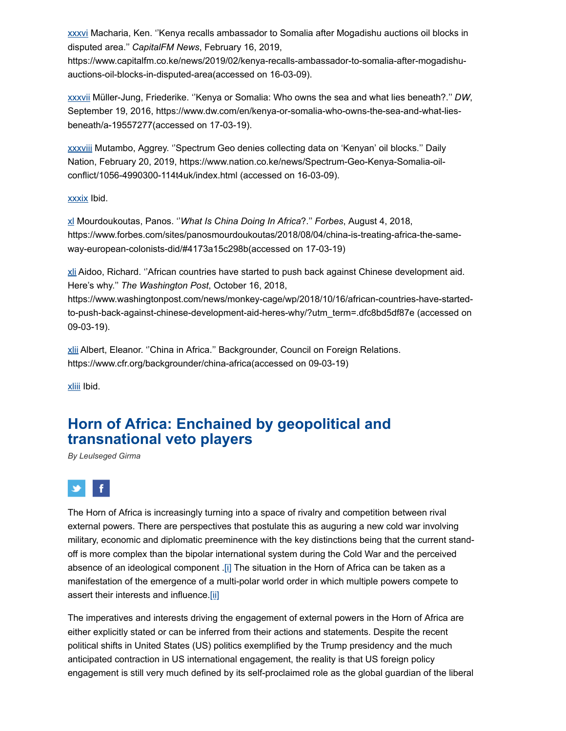[xxxvi] Macharia, Ken. ''Kenya recalls ambassador to Somalia after Mogadishu auctions oil blocks in disputed area.'' *CapitalFM News*, February 16, 2019, https://www.capitalfm.co.ke/news/2019/02/kenya-recalls-ambassador-to-somalia-after-mogadishu-auctions-oil-blocks-in-disputed-area(accessed on 16-03-09).

[xxxvii] Müller-Jung, Friederike. ''Kenya or Somalia: Who owns the sea and what lies beneath?.'' *DW*, September 19, 2016, https://www.dw.com/en/kenya-or-somalia-who-owns-the-sea-and-what-lies-beneath/a-19557277(accessed on 17-03-19).

[xxxviii] Mutambo, Aggrey. ''Spectrum Geo denies collecting data on 'Kenyan' oil blocks.'' Daily Nation, February 20, 2019, https://www.nation.co.ke/news/Spectrum-Geo-Kenya-Somalia-oil-conflict/1056-4990300-114t4uk/index.html (accessed on 16-03-09).

[xxxix] Ibid.

[xl] Mourdoukoutas, Panos. ''*What Is China Doing In Africa*?.'' *Forbes*, August 4, 2018, https://www.forbes.com/sites/panosmourdoukoutas/2018/08/04/china-is-treating-africa-the-same-way-european-colonists-did/#4173a15c298b(accessed on 17-03-19)

[xli] Aidoo, Richard. ''African countries have started to push back against Chinese development aid. Here's why.'' *The Washington Post*, October 16, 2018, https://www.washingtonpost.com/news/monkey-cage/wp/2018/10/16/african-countries-have-started-to-push-back-against-chinese-development-aid-heres-why/?utm_term=.dfc8bd5df87e (accessed on 09-03-19).

[xlii] Albert, Eleanor. ''China in Africa.'' Backgrounder, Council on Foreign Relations. https://www.cfr.org/backgrounder/china-africa(accessed on 09-03-19)

[xliii] Ibid.

## Horn of Africa: Enchained by geopolitical and transnational veto players

*By Leulseged Girma*

The Horn of Africa is increasingly turning into a space of rivalry and competition between rival external powers. There are perspectives that postulate this as auguring a new cold war involving military, economic and diplomatic preeminence with the key distinctions being that the current stand-off is more complex than the bipolar international system during the Cold War and the perceived absence of an ideological component .[i] The situation in the Horn of Africa can be taken as a manifestation of the emergence of a multi-polar world order in which multiple powers compete to assert their interests and influence.[ii]

The imperatives and interests driving the engagement of external powers in the Horn of Africa are either explicitly stated or can be inferred from their actions and statements. Despite the recent political shifts in United States (US) politics exemplified by the Trump presidency and the much anticipated contraction in US international engagement, the reality is that US foreign policy engagement is still very much defined by its self-proclaimed role as the global guardian of the liberal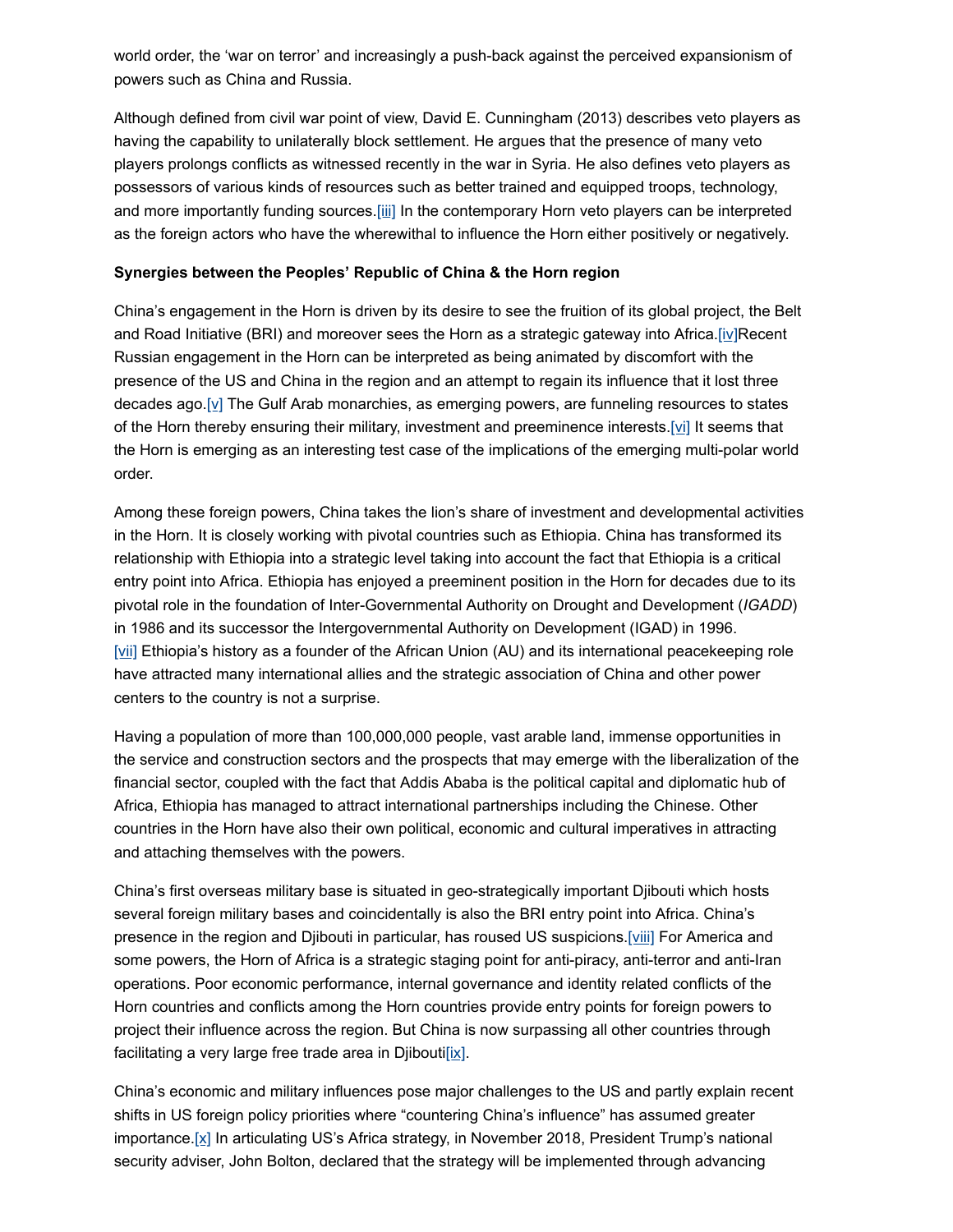world order, the 'war on terror' and increasingly a push-back against the perceived expansionism of powers such as China and Russia.

Although defined from civil war point of view, David E. Cunningham (2013) describes veto players as having the capability to unilaterally block settlement. He argues that the presence of many veto players prolongs conflicts as witnessed recently in the war in Syria. He also defines veto players as possessors of various kinds of resources such as better trained and equipped troops, technology, and more importantly funding sources.[iii] In the contemporary Horn veto players can be interpreted as the foreign actors who have the wherewithal to influence the Horn either positively or negatively.

**Synergies between the Peoples' Republic of China & the Horn region**

China's engagement in the Horn is driven by its desire to see the fruition of its global project, the Belt and Road Initiative (BRI) and moreover sees the Horn as a strategic gateway into Africa.[iv]Recent Russian engagement in the Horn can be interpreted as being animated by discomfort with the presence of the US and China in the region and an attempt to regain its influence that it lost three decades ago.[v] The Gulf Arab monarchies, as emerging powers, are funneling resources to states of the Horn thereby ensuring their military, investment and preeminence interests.[vi] It seems that the Horn is emerging as an interesting test case of the implications of the emerging multi-polar world order.

Among these foreign powers, China takes the lion's share of investment and developmental activities in the Horn. It is closely working with pivotal countries such as Ethiopia. China has transformed its relationship with Ethiopia into a strategic level taking into account the fact that Ethiopia is a critical entry point into Africa. Ethiopia has enjoyed a preeminent position in the Horn for decades due to its pivotal role in the foundation of Inter-Governmental Authority on Drought and Development (*IGADD*) in 1986 and its successor the Intergovernmental Authority on Development (IGAD) in 1996. [vii] Ethiopia's history as a founder of the African Union (AU) and its international peacekeeping role have attracted many international allies and the strategic association of China and other power centers to the country is not a surprise.

Having a population of more than 100,000,000 people, vast arable land, immense opportunities in the service and construction sectors and the prospects that may emerge with the liberalization of the financial sector, coupled with the fact that Addis Ababa is the political capital and diplomatic hub of Africa, Ethiopia has managed to attract international partnerships including the Chinese. Other countries in the Horn have also their own political, economic and cultural imperatives in attracting and attaching themselves with the powers.

China's first overseas military base is situated in geo-strategically important Djibouti which hosts several foreign military bases and coincidentally is also the BRI entry point into Africa. China's presence in the region and Djibouti in particular, has roused US suspicions.[viii] For America and some powers, the Horn of Africa is a strategic staging point for anti-piracy, anti-terror and anti-Iran operations. Poor economic performance, internal governance and identity related conflicts of the Horn countries and conflicts among the Horn countries provide entry points for foreign powers to project their influence across the region. But China is now surpassing all other countries through facilitating a very large free trade area in Djibouti[ix].

China's economic and military influences pose major challenges to the US and partly explain recent shifts in US foreign policy priorities where "countering China's influence" has assumed greater importance.[x] In articulating US's Africa strategy, in November 2018, President Trump's national security adviser, John Bolton, declared that the strategy will be implemented through advancing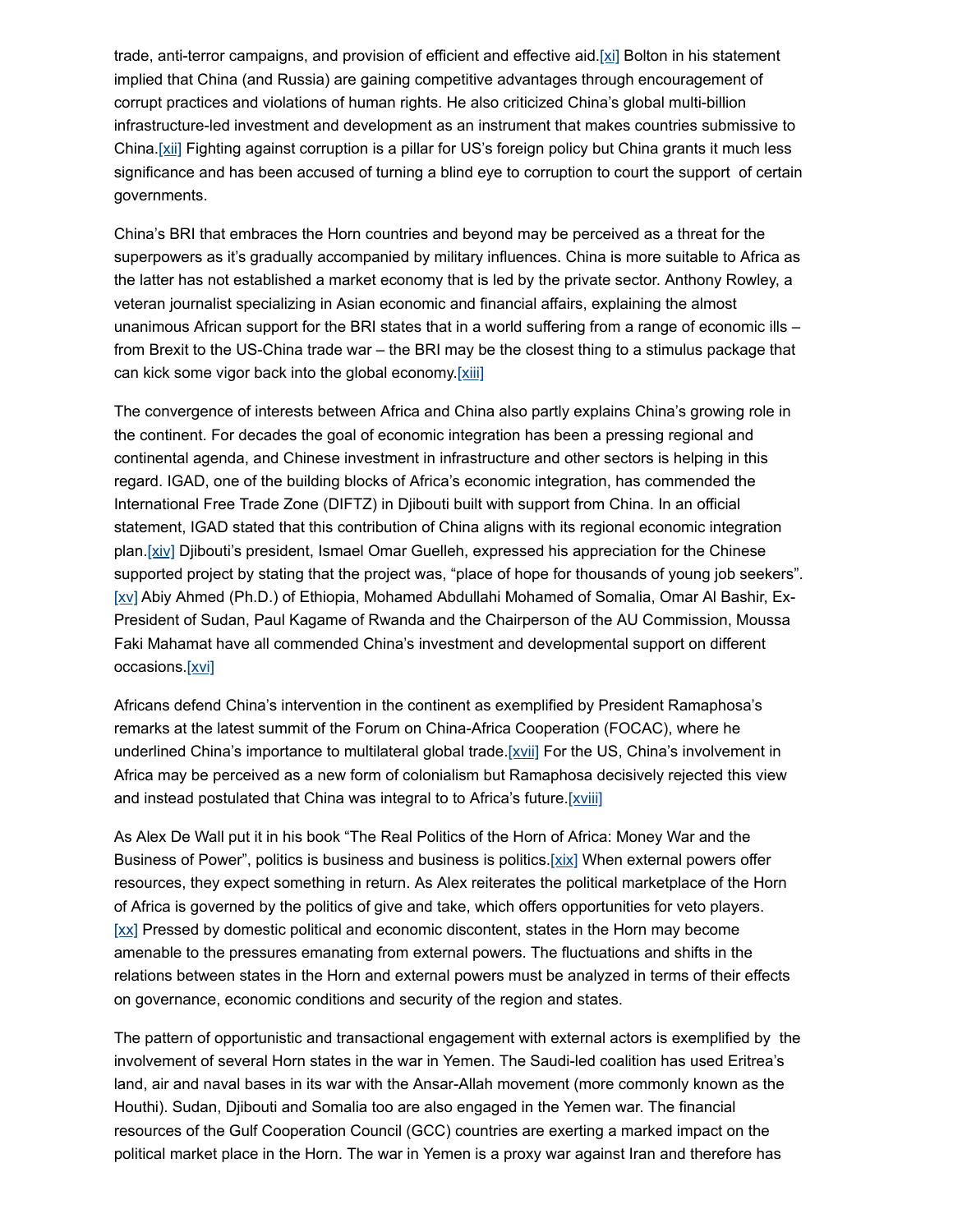trade, anti-terror campaigns, and provision of efficient and effective aid.[xi] Bolton in his statement implied that China (and Russia) are gaining competitive advantages through encouragement of corrupt practices and violations of human rights. He also criticized China's global multi-billion infrastructure-led investment and development as an instrument that makes countries submissive to China.[xii] Fighting against corruption is a pillar for US's foreign policy but China grants it much less significance and has been accused of turning a blind eye to corruption to court the support of certain governments.

China's BRI that embraces the Horn countries and beyond may be perceived as a threat for the superpowers as it's gradually accompanied by military influences. China is more suitable to Africa as the latter has not established a market economy that is led by the private sector. Anthony Rowley, a veteran journalist specializing in Asian economic and financial affairs, explaining the almost unanimous African support for the BRI states that in a world suffering from a range of economic ills – from Brexit to the US-China trade war – the BRI may be the closest thing to a stimulus package that can kick some vigor back into the global economy.[xiii]

The convergence of interests between Africa and China also partly explains China's growing role in the continent. For decades the goal of economic integration has been a pressing regional and continental agenda, and Chinese investment in infrastructure and other sectors is helping in this regard. IGAD, one of the building blocks of Africa's economic integration, has commended the International Free Trade Zone (DIFTZ) in Djibouti built with support from China. In an official statement, IGAD stated that this contribution of China aligns with its regional economic integration plan.[xiv] Djibouti's president, Ismael Omar Guelleh, expressed his appreciation for the Chinese supported project by stating that the project was, "place of hope for thousands of young job seekers".[xv] Abiy Ahmed (Ph.D.) of Ethiopia, Mohamed Abdullahi Mohamed of Somalia, Omar Al Bashir, Ex-President of Sudan, Paul Kagame of Rwanda and the Chairperson of the AU Commission, Moussa Faki Mahamat have all commended China's investment and developmental support on different occasions.[xvi]

Africans defend China's intervention in the continent as exemplified by President Ramaphosa's remarks at the latest summit of the Forum on China-Africa Cooperation (FOCAC), where he underlined China's importance to multilateral global trade.[xvii] For the US, China's involvement in Africa may be perceived as a new form of colonialism but Ramaphosa decisively rejected this view and instead postulated that China was integral to to Africa's future.[xviii]

As Alex De Wall put it in his book "The Real Politics of the Horn of Africa: Money War and the Business of Power", politics is business and business is politics.[xix] When external powers offer resources, they expect something in return. As Alex reiterates the political marketplace of the Horn of Africa is governed by the politics of give and take, which offers opportunities for veto players.[xx] Pressed by domestic political and economic discontent, states in the Horn may become amenable to the pressures emanating from external powers. The fluctuations and shifts in the relations between states in the Horn and external powers must be analyzed in terms of their effects on governance, economic conditions and security of the region and states.

The pattern of opportunistic and transactional engagement with external actors is exemplified by the involvement of several Horn states in the war in Yemen. The Saudi-led coalition has used Eritrea's land, air and naval bases in its war with the Ansar-Allah movement (more commonly known as the Houthi). Sudan, Djibouti and Somalia too are also engaged in the Yemen war. The financial resources of the Gulf Cooperation Council (GCC) countries are exerting a marked impact on the political market place in the Horn. The war in Yemen is a proxy war against Iran and therefore has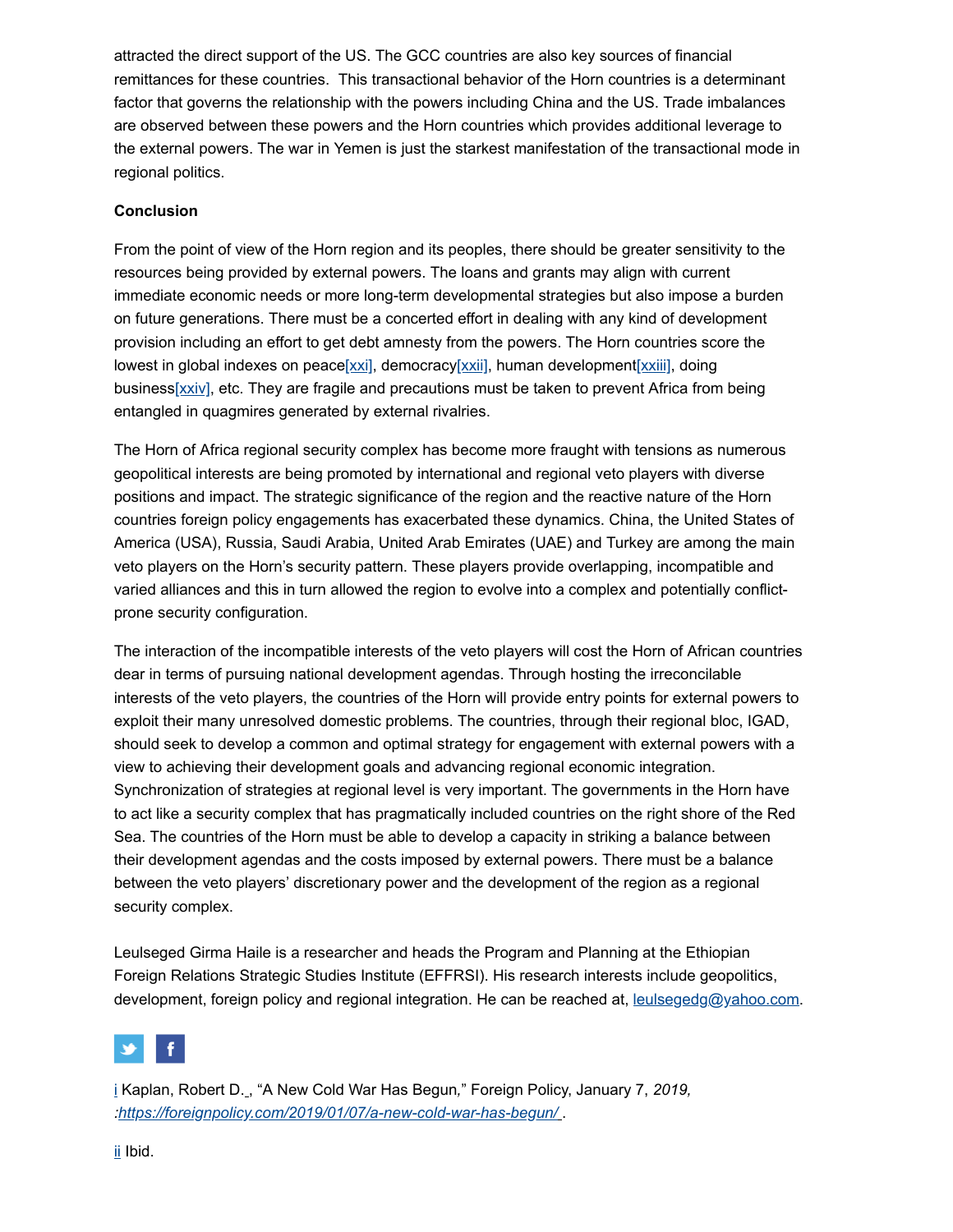attracted the direct support of the US. The GCC countries are also key sources of financial remittances for these countries. This transactional behavior of the Horn countries is a determinant factor that governs the relationship with the powers including China and the US. Trade imbalances are observed between these powers and the Horn countries which provides additional leverage to the external powers. The war in Yemen is just the starkest manifestation of the transactional mode in regional politics.

**Conclusion**

From the point of view of the Horn region and its peoples, there should be greater sensitivity to the resources being provided by external powers. The loans and grants may align with current immediate economic needs or more long-term developmental strategies but also impose a burden on future generations. There must be a concerted effort in dealing with any kind of development provision including an effort to get debt amnesty from the powers. The Horn countries score the lowest in global indexes on peace[xxi], democracy[xxii], human development[xxiii], doing business[xxiv], etc. They are fragile and precautions must be taken to prevent Africa from being entangled in quagmires generated by external rivalries.

The Horn of Africa regional security complex has become more fraught with tensions as numerous geopolitical interests are being promoted by international and regional veto players with diverse positions and impact. The strategic significance of the region and the reactive nature of the Horn countries foreign policy engagements has exacerbated these dynamics. China, the United States of America (USA), Russia, Saudi Arabia, United Arab Emirates (UAE) and Turkey are among the main veto players on the Horn's security pattern. These players provide overlapping, incompatible and varied alliances and this in turn allowed the region to evolve into a complex and potentially conflict-prone security configuration.

The interaction of the incompatible interests of the veto players will cost the Horn of African countries dear in terms of pursuing national development agendas. Through hosting the irreconcilable interests of the veto players, the countries of the Horn will provide entry points for external powers to exploit their many unresolved domestic problems. The countries, through their regional bloc, IGAD, should seek to develop a common and optimal strategy for engagement with external powers with a view to achieving their development goals and advancing regional economic integration. Synchronization of strategies at regional level is very important. The governments in the Horn have to act like a security complex that has pragmatically included countries on the right shore of the Red Sea. The countries of the Horn must be able to develop a capacity in striking a balance between their development agendas and the costs imposed by external powers. There must be a balance between the veto players' discretionary power and the development of the region as a regional security complex.

Leulseged Girma Haile is a researcher and heads the Program and Planning at the Ethiopian Foreign Relations Strategic Studies Institute (EFFRSI). His research interests include geopolitics, development, foreign policy and regional integration. He can be reached at, leulsegedg@yahoo.com.

i Kaplan, Robert D._, "A New Cold War Has Begun," Foreign Policy, January 7, *2019, :https://foreignpolicy.com/2019/01/07/a-new-cold-war-has-begun/* .

ii Ibid.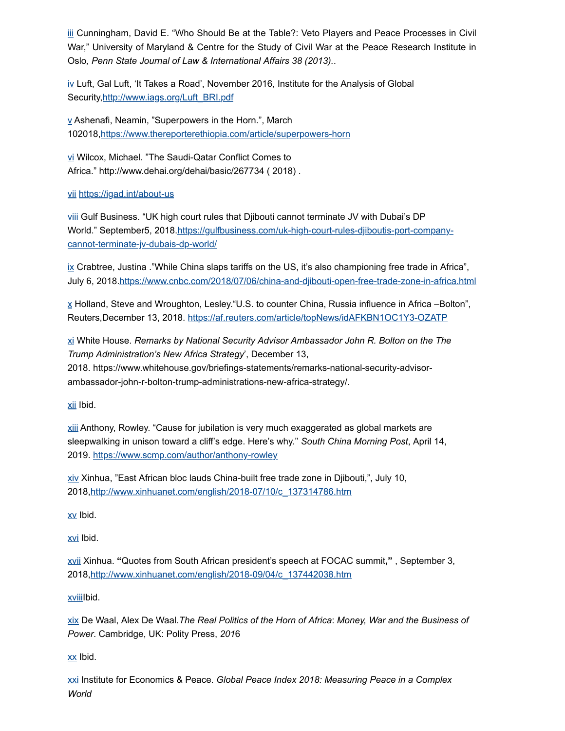iii Cunningham, David E. “Who Should Be at the Table?: Veto Players and Peace Processes in Civil War,” University of Maryland & Centre for the Study of Civil War at the Peace Research Institute in Oslo*, Penn State Journal of Law & International Affairs 38 (2013).*.

iv Luft, Gal Luft, ‘It Takes a Road’, November 2016, Institute for the Analysis of Global Security,http://www.iags.org/Luft_BRI.pdf

v Ashenafi, Neamin, ”Superpowers in the Horn.”, March 102018,https://www.thereporterethiopia.com/article/superpowers-horn

vi Wilcox, Michael. ”The Saudi-Qatar Conflict Comes to Africa.” http://www.dehai.org/dehai/basic/267734 ( 2018) .

vii https://igad.int/about-us

viii Gulf Business. “UK high court rules that Djibouti cannot terminate JV with Dubai’s DP World.” September5, 2018.https://gulfbusiness.com/uk-high-court-rules-djiboutis-port-company-cannot-terminate-jv-dubais-dp-world/

ix Crabtree, Justina .”While China slaps tariffs on the US, it’s also championing free trade in Africa”, July 6, 2018.https://www.cnbc.com/2018/07/06/china-and-djibouti-open-free-trade-zone-in-africa.html

x Holland, Steve and Wroughton, Lesley.“U.S. to counter China, Russia influence in Africa –Bolton”, Reuters,December 13, 2018. https://af.reuters.com/article/topNews/idAFKBN1OC1Y3-OZATP

xi White House. *Remarks by National Security Advisor Ambassador John R. Bolton on the The Trump Administration’s New Africa Strategy*’, December 13, 2018. https://www.whitehouse.gov/briefings-statements/remarks-national-security-advisor-ambassador-john-r-bolton-trump-administrations-new-africa-strategy/.

xii Ibid.

xiii Anthony, Rowley. “Cause for jubilation is very much exaggerated as global markets are sleepwalking in unison toward a cliff’s edge. Here’s why.’’ *South China Morning Post*, April 14, 2019. https://www.scmp.com/author/anthony-rowley

xiv Xinhua, ”East African bloc lauds China-built free trade zone in Djibouti,”, July 10, 2018,http://www.xinhuanet.com/english/2018-07/10/c_137314786.htm

xv Ibid.

xvi Ibid.

xvii Xinhua. **“**Quotes from South African president’s speech at FOCAC summit**,”** , September 3, 2018,http://www.xinhuanet.com/english/2018-09/04/c_137442038.htm

xviiiIbid.

xix De Waal, Alex De Waal.*The Real Politics of the Horn of Africa*: *Money, War and the Business of Power*. Cambridge, UK: Polity Press, *201*6

xx Ibid.

xxi Institute for Economics & Peace. *Global Peace Index 2018: Measuring Peace in a Complex World*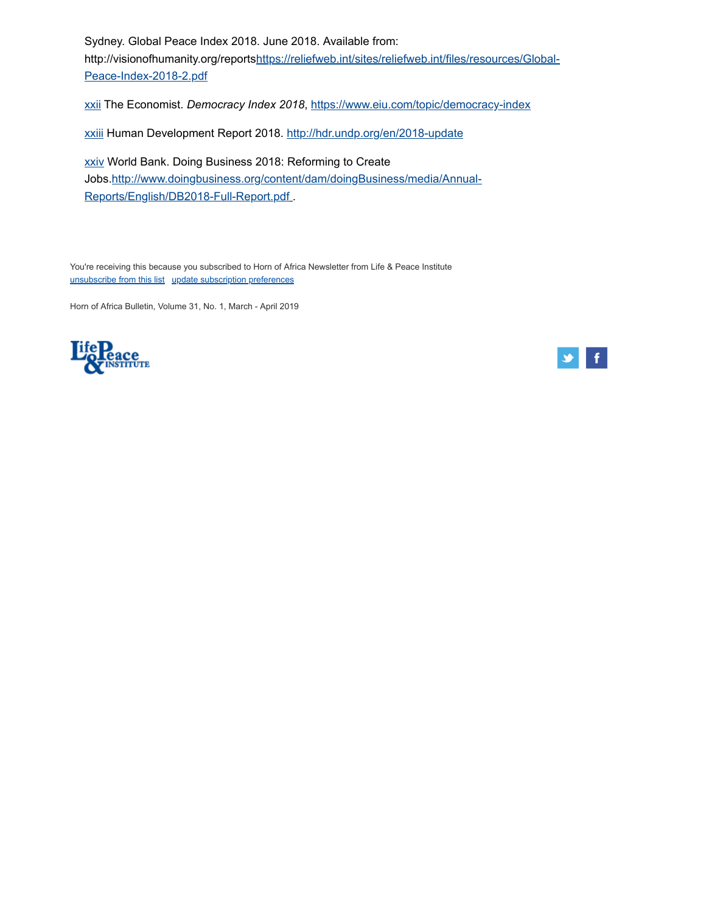Sydney. Global Peace Index 2018. June 2018. Available from: http://visionofhumanity.org/reportshttps://reliefweb.int/sites/reliefweb.int/files/resources/Global-Peace-Index-2018-2.pdf

xxii The Economist. *Democracy Index 2018*, https://www.eiu.com/topic/democracy-index

xxiii Human Development Report 2018. http://hdr.undp.org/en/2018-update

xxiv World Bank. Doing Business 2018: Reforming to Create Jobs.http://www.doingbusiness.org/content/dam/doingBusiness/media/Annual-Reports/English/DB2018-Full-Report.pdf .

You're receiving this because you subscribed to Horn of Africa Newsletter from Life & Peace Institute
unsubscribe from this list update subscription preferences

Horn of Africa Bulletin, Volume 31, No. 1, March - April 2019

Life & Peace INSTITUTE